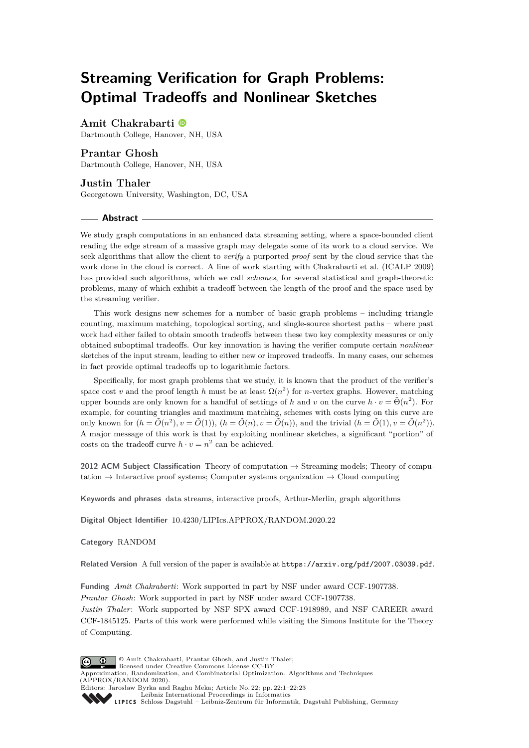# Streaming Verification for Graph Problems: Optimal Tradeoffs and Nonlinear Sketches

**Amit Chakrabarti**
Dartmouth College, Hanover, NH, USA

**Prantar Ghosh**
Dartmouth College, Hanover, NH, USA

**Justin Thaler**
Georgetown University, Washington, DC, USA

## Abstract

We study graph computations in an enhanced data streaming setting, where a space-bounded client reading the edge stream of a massive graph may delegate some of its work to a cloud service. We seek algorithms that allow the client to *verify* a purported *proof* sent by the cloud service that the work done in the cloud is correct. A line of work starting with Chakrabarti et al. (ICALP 2009) has provided such algorithms, which we call *schemes*, for several statistical and graph-theoretic problems, many of which exhibit a tradeoff between the length of the proof and the space used by the streaming verifier.

This work designs new schemes for a number of basic graph problems – including triangle counting, maximum matching, topological sorting, and single-source shortest paths – where past work had either failed to obtain smooth tradeoffs between these two key complexity measures or only obtained suboptimal tradeoffs. Our key innovation is having the verifier compute certain *nonlinear* sketches of the input stream, leading to either new or improved tradeoffs. In many cases, our schemes in fact provide optimal tradeoffs up to logarithmic factors.

Specifically, for most graph problems that we study, it is known that the product of the verifier's space cost $v$ and the proof length $h$ must be at least $\Omega(n^2)$ for $n$-vertex graphs. However, matching upper bounds are only known for a handful of settings of $h$ and $v$ on the curve $h \cdot v = \tilde{\Theta}(n^2)$. For example, for counting triangles and maximum matching, schemes with costs lying on this curve are only known for $(h = \tilde{O}(n^2), v = \tilde{O}(1))$, $(h = \tilde{O}(n), v = \tilde{O}(n))$, and the trivial $(h = \tilde{O}(1), v = \tilde{O}(n^2))$. A major message of this work is that by exploiting nonlinear sketches, a significant "portion" of costs on the tradeoff curve $h \cdot v = n^2$ can be achieved.

**2012 ACM Subject Classification** Theory of computation → Streaming models; Theory of computation → Interactive proof systems; Computer systems organization → Cloud computing

**Keywords and phrases** data streams, interactive proofs, Arthur-Merlin, graph algorithms

**Digital Object Identifier** 10.4230/LIPIcs.APPROX/RANDOM.2020.22

**Category** RANDOM

**Related Version** A full version of the paper is available at https://arxiv.org/pdf/2007.03039.pdf.

**Funding** *Amit Chakrabarti*: Work supported in part by NSF under award CCF-1907738.
*Prantar Ghosh*: Work supported in part by NSF under award CCF-1907738.
*Justin Thaler*: Work supported by NSF SPX award CCF-1918989, and NSF CAREER award CCF-1845125. Parts of this work were performed while visiting the Simons Institute for the Theory of Computing.

© Amit Chakrabarti, Prantar Ghosh, and Justin Thaler; licensed under Creative Commons License CC-BY
Approximation, Randomization, and Combinatorial Optimization. Algorithms and Techniques (APPROX/RANDOM 2020).
Editors: Jarosław Byrka and Raghu Meka; Article No. 22; pp. 22:1–22:23
Leibniz International Proceedings in Informatics
Schloss Dagstuhl – Leibniz-Zentrum für Informatik, Dagstuhl Publishing, Germany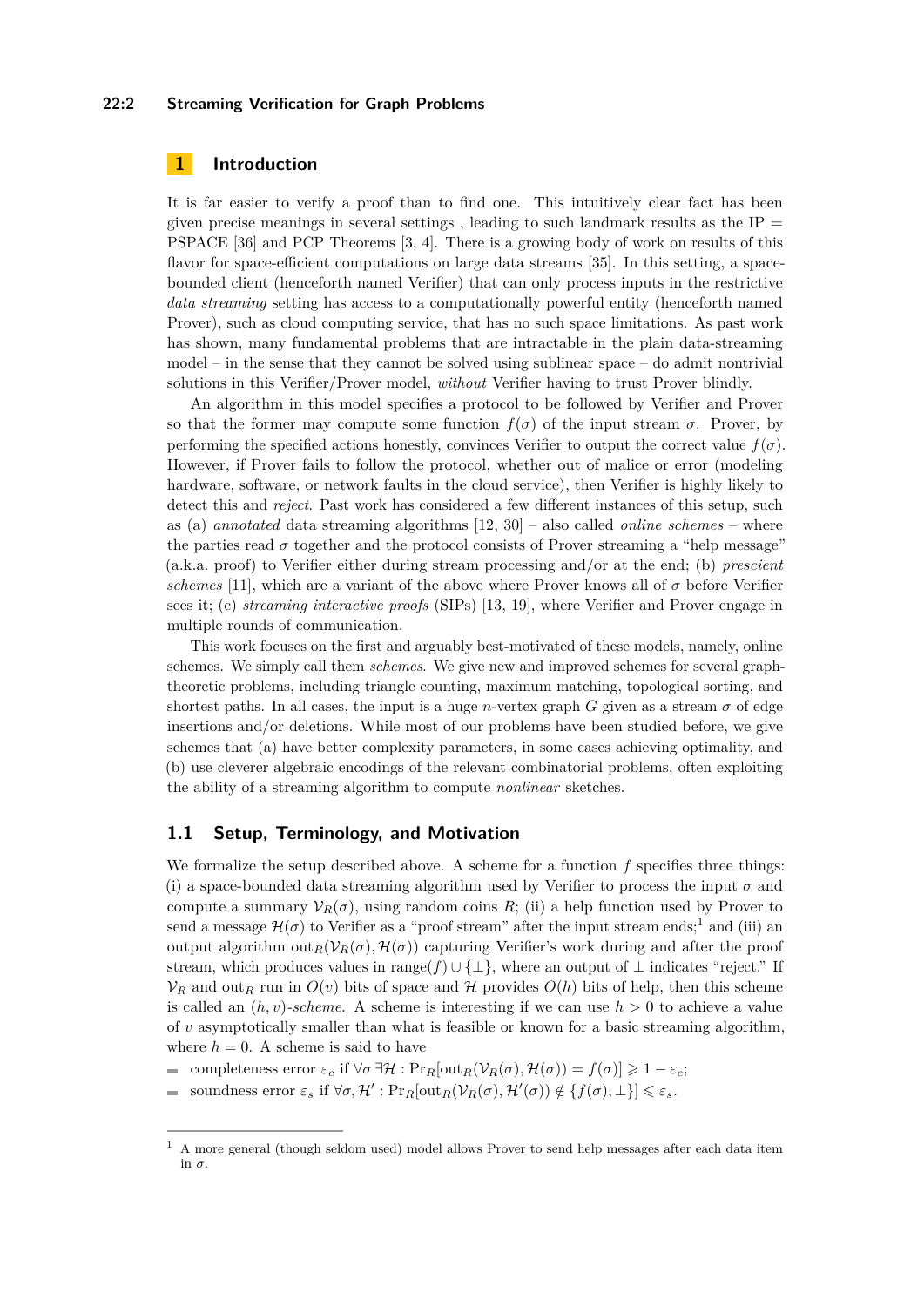## 1 Introduction

It is far easier to verify a proof than to find one. This intuitively clear fact has been given precise meanings in several settings , leading to such landmark results as the IP = PSPACE [36] and PCP Theorems [3, 4]. There is a growing body of work on results of this flavor for space-efficient computations on large data streams [35]. In this setting, a space-bounded client (henceforth named Verifier) that can only process inputs in the restrictive *data streaming* setting has access to a computationally powerful entity (henceforth named Prover), such as cloud computing service, that has no such space limitations. As past work has shown, many fundamental problems that are intractable in the plain data-streaming model – in the sense that they cannot be solved using sublinear space – do admit nontrivial solutions in this Verifier/Prover model, *without* Verifier having to trust Prover blindly.

An algorithm in this model specifies a protocol to be followed by Verifier and Prover so that the former may compute some function $f(\sigma)$ of the input stream $\sigma$. Prover, by performing the specified actions honestly, convinces Verifier to output the correct value $f(\sigma)$. However, if Prover fails to follow the protocol, whether out of malice or error (modeling hardware, software, or network faults in the cloud service), then Verifier is highly likely to detect this and *reject*. Past work has considered a few different instances of this setup, such as (a) *annotated* data streaming algorithms [12, 30] – also called *online schemes* – where the parties read $\sigma$ together and the protocol consists of Prover streaming a "help message" (a.k.a. proof) to Verifier either during stream processing and/or at the end; (b) *prescient schemes* [11], which are a variant of the above where Prover knows all of $\sigma$ before Verifier sees it; (c) *streaming interactive proofs* (SIPs) [13, 19], where Verifier and Prover engage in multiple rounds of communication.

This work focuses on the first and arguably best-motivated of these models, namely, online schemes. We simply call them *schemes*. We give new and improved schemes for several graph-theoretic problems, including triangle counting, maximum matching, topological sorting, and shortest paths. In all cases, the input is a huge $n$-vertex graph $G$ given as a stream $\sigma$ of edge insertions and/or deletions. While most of our problems have been studied before, we give schemes that (a) have better complexity parameters, in some cases achieving optimality, and (b) use cleverer algebraic encodings of the relevant combinatorial problems, often exploiting the ability of a streaming algorithm to compute *nonlinear* sketches.

### 1.1 Setup, Terminology, and Motivation

We formalize the setup described above. A scheme for a function $f$ specifies three things: (i) a space-bounded data streaming algorithm used by Verifier to process the input $\sigma$ and compute a summary $\mathcal{V}_R(\sigma)$, using random coins $R$; (ii) a help function used by Prover to send a message $\mathcal{H}(\sigma)$ to Verifier as a "proof stream" after the input stream ends;[1] and (iii) an output algorithm $\text{out}_R(\mathcal{V}_R(\sigma), \mathcal{H}(\sigma))$ capturing Verifier's work during and after the proof stream, which produces values in $\text{range}(f) \cup \{\perp\}$, where an output of $\perp$ indicates "reject." If $\mathcal{V}_R$ and $\text{out}_R$ run in $O(v)$ bits of space and $\mathcal{H}$ provides $O(h)$ bits of help, then this scheme is called an $(h, v)$-*scheme*. A scheme is interesting if we can use $h > 0$ to achieve a value of $v$ asymptotically smaller than what is feasible or known for a basic streaming algorithm, where $h = 0$. A scheme is said to have

- completeness error $\varepsilon_c$ if $\forall \sigma\, \exists \mathcal{H} : \Pr_R[\text{out}_R(\mathcal{V}_R(\sigma), \mathcal{H}(\sigma)) = f(\sigma)] \geqslant 1 - \varepsilon_c$;
- soundness error $\varepsilon_s$ if $\forall \sigma, \mathcal{H}' : \Pr_R[\text{out}_R(\mathcal{V}_R(\sigma), \mathcal{H}'(\sigma)) \notin \{f(\sigma), \perp\}] \leqslant \varepsilon_s$.

[1] A more general (though seldom used) model allows Prover to send help messages after each data item in $\sigma$.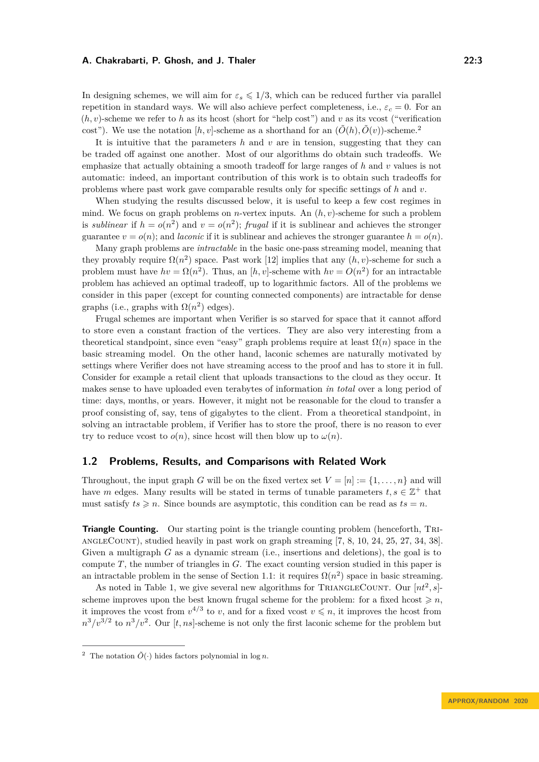In designing schemes, we will aim for $\varepsilon_s \leqslant 1/3$, which can be reduced further via parallel repetition in standard ways. We will also achieve perfect completeness, i.e., $\varepsilon_c = 0$. For an $(h, v)$-scheme we refer to $h$ as its hcost (short for "help cost") and $v$ as its vcost ("verification cost"). We use the notation $[h, v]$-scheme as a shorthand for an $(\tilde{O}(h), \tilde{O}(v))$-scheme.[2]

It is intuitive that the parameters $h$ and $v$ are in tension, suggesting that they can be traded off against one another. Most of our algorithms do obtain such tradeoffs. We emphasize that actually obtaining a smooth tradeoff for large ranges of $h$ and $v$ values is not automatic: indeed, an important contribution of this work is to obtain such tradeoffs for problems where past work gave comparable results only for specific settings of $h$ and $v$.

When studying the results discussed below, it is useful to keep a few cost regimes in mind. We focus on graph problems on $n$-vertex inputs. An $(h, v)$-scheme for such a problem is *sublinear* if $h = o(n^2)$ and $v = o(n^2)$; *frugal* if it is sublinear and achieves the stronger guarantee $v = o(n)$; and *laconic* if it is sublinear and achieves the stronger guarantee $h = o(n)$.

Many graph problems are *intractable* in the basic one-pass streaming model, meaning that they provably require $\Omega(n^2)$ space. Past work [12] implies that any $(h, v)$-scheme for such a problem must have $hv = \Omega(n^2)$. Thus, an $[h, v]$-scheme with $hv = O(n^2)$ for an intractable problem has achieved an optimal tradeoff, up to logarithmic factors. All of the problems we consider in this paper (except for counting connected components) are intractable for dense graphs (i.e., graphs with $\Omega(n^2)$ edges).

Frugal schemes are important when Verifier is so starved for space that it cannot afford to store even a constant fraction of the vertices. They are also very interesting from a theoretical standpoint, since even "easy" graph problems require at least $\Omega(n)$ space in the basic streaming model. On the other hand, laconic schemes are naturally motivated by settings where Verifier does not have streaming access to the proof and has to store it in full. Consider for example a retail client that uploads transactions to the cloud as they occur. It makes sense to have uploaded even terabytes of information *in total* over a long period of time: days, months, or years. However, it might not be reasonable for the cloud to transfer a proof consisting of, say, tens of gigabytes to the client. From a theoretical standpoint, in solving an intractable problem, if Verifier has to store the proof, there is no reason to ever try to reduce vcost to $o(n)$, since hcost will then blow up to $\omega(n)$.

## 1.2 Problems, Results, and Comparisons with Related Work

Throughout, the input graph $G$ will be on the fixed vertex set $V = [n] := \{1, \ldots, n\}$ and will have $m$ edges. Many results will be stated in terms of tunable parameters $t, s \in \mathbb{Z}^+$ that must satisfy $ts \geqslant n$. Since bounds are asymptotic, this condition can be read as $ts = n$.

**Triangle Counting.** Our starting point is the triangle counting problem (henceforth, TriangleCount), studied heavily in past work on graph streaming [7, 8, 10, 24, 25, 27, 34, 38]. Given a multigraph $G$ as a dynamic stream (i.e., insertions and deletions), the goal is to compute $T$, the number of triangles in $G$. The exact counting version studied in this paper is an intractable problem in the sense of Section 1.1: it requires $\Omega(n^2)$ space in basic streaming.

As noted in Table 1, we give several new algorithms for TriangleCount. Our $[nt^2, s]$-scheme improves upon the best known frugal scheme for the problem: for a fixed hcost $\geqslant n$, it improves the vcost from $v^{4/3}$ to $v$, and for a fixed vcost $v \leqslant n$, it improves the hcost from $n^3/v^{3/2}$ to $n^3/v^2$. Our $[t, ns]$-scheme is not only the first laconic scheme for the problem but

---

[2] The notation $\tilde{O}(\cdot)$ hides factors polynomial in $\log n$.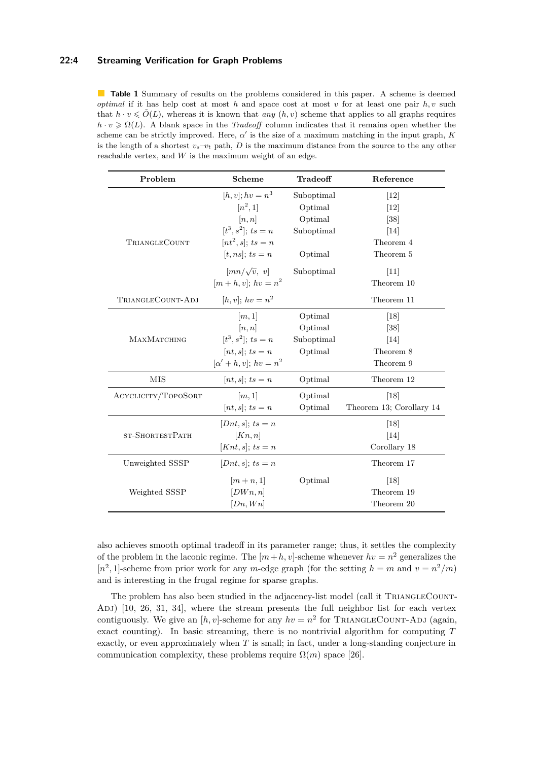**Table 1** Summary of results on the problems considered in this paper. A scheme is deemed *optimal* if it has help cost at most $h$ and space cost at most $v$ for at least one pair $h, v$ such that $h \cdot v \leqslant \tilde{O}(L)$, whereas it is known that *any* $(h, v)$ scheme that applies to all graphs requires $h \cdot v \geqslant \Omega(L)$. A blank space in the *Tradeoff* column indicates that it remains open whether the scheme can be strictly improved. Here, $\alpha'$ is the size of a maximum matching in the input graph, $K$ is the length of a shortest $v_s$–$v_t$ path, $D$ is the maximum distance from the source to the any other reachable vertex, and $W$ is the maximum weight of an edge.

| Problem | Scheme | Tradeoff | Reference |
|---|---|---|---|
| TriangleCount | $[h, v]$; $hv = n^3$ | Suboptimal | [12] |
| | $[n^2, 1]$ | Optimal | [12] |
| | $[n, n]$ | Optimal | [38] |
| | $[t^3, s^2]$; $ts = n$ | Suboptimal | [14] |
| | $[nt^2, s]$; $ts = n$ | | Theorem 4 |
| | $[t, ns]$; $ts = n$ | Optimal | Theorem 5 |
| | $[mn/\sqrt{v},\ v]$ | Suboptimal | [11] |
| | $[m + h, v]$; $hv = n^2$ | | Theorem 10 |
| TriangleCount-Adj | $[h, v]$; $hv = n^2$ | | Theorem 11 |
| MaxMatching | $[m, 1]$ | Optimal | [18] |
| | $[n, n]$ | Optimal | [38] |
| | $[t^3, s^2]$; $ts = n$ | Suboptimal | [14] |
| | $[nt, s]$; $ts = n$ | Optimal | Theorem 8 |
| | $[\alpha' + h, v]$; $hv = n^2$ | | Theorem 9 |
| MIS | $[nt, s]$; $ts = n$ | Optimal | Theorem 12 |
| Acyclicity/TopoSort | $[m, 1]$ | Optimal | [18] |
| | $[nt, s]$; $ts = n$ | Optimal | Theorem 13; Corollary 14 |
| st-ShortestPath | $[Dnt, s]$; $ts = n$ | | [18] |
| | $[Kn, n]$ | | [14] |
| | $[Knt, s]$; $ts = n$ | | Corollary 18 |
| Unweighted SSSP | $[Dnt, s]$; $ts = n$ | | Theorem 17 |
| Weighted SSSP | $[m + n, 1]$ | Optimal | [18] |
| | $[DWn, n]$ | | Theorem 19 |
| | $[Dn, Wn]$ | | Theorem 20 |

also achieves smooth optimal tradeoff in its parameter range; thus, it settles the complexity of the problem in the laconic regime. The $[m+h, v]$-scheme whenever $hv = n^2$ generalizes the $[n^2, 1]$-scheme from prior work for any $m$-edge graph (for the setting $h = m$ and $v = n^2/m$) and is interesting in the frugal regime for sparse graphs.

The problem has also been studied in the adjacency-list model (call it TriangleCount-Adj) [10, 26, 31, 34], where the stream presents the full neighbor list for each vertex contiguously. We give an $[h, v]$-scheme for any $hv = n^2$ for TriangleCount-Adj (again, exact counting). In basic streaming, there is no nontrivial algorithm for computing $T$ exactly, or even approximately when $T$ is small; in fact, under a long-standing conjecture in communication complexity, these problems require $\Omega(m)$ space [26].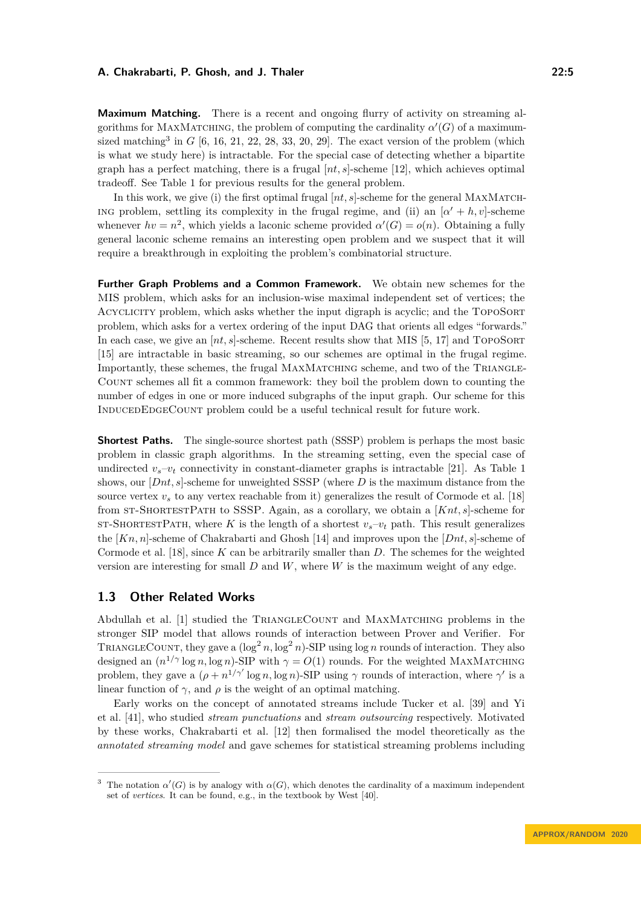**Maximum Matching.** There is a recent and ongoing flurry of activity on streaming algorithms for MaxMatching, the problem of computing the cardinality $\alpha'(G)$ of a maximum-sized matching[3] in $G$ [6, 16, 21, 22, 28, 33, 20, 29]. The exact version of the problem (which is what we study here) is intractable. For the special case of detecting whether a bipartite graph has a perfect matching, there is a frugal $[nt, s]$-scheme [12], which achieves optimal tradeoff. See Table 1 for previous results for the general problem.

In this work, we give (i) the first optimal frugal $[nt, s]$-scheme for the general MaxMatching problem, settling its complexity in the frugal regime, and (ii) an $[\alpha' + h, v]$-scheme whenever $hv = n^2$, which yields a laconic scheme provided $\alpha'(G) = o(n)$. Obtaining a fully general laconic scheme remains an interesting open problem and we suspect that it will require a breakthrough in exploiting the problem's combinatorial structure.

**Further Graph Problems and a Common Framework.** We obtain new schemes for the MIS problem, which asks for an inclusion-wise maximal independent set of vertices; the Acyclicity problem, which asks whether the input digraph is acyclic; and the TopoSort problem, which asks for a vertex ordering of the input DAG that orients all edges "forwards." In each case, we give an $[nt, s]$-scheme. Recent results show that MIS [5, 17] and TopoSort [15] are intractable in basic streaming, so our schemes are optimal in the frugal regime. Importantly, these schemes, the frugal MaxMatching scheme, and two of the TriangleCount schemes all fit a common framework: they boil the problem down to counting the number of edges in one or more induced subgraphs of the input graph. Our scheme for this InducedEdgeCount problem could be a useful technical result for future work.

**Shortest Paths.** The single-source shortest path (SSSP) problem is perhaps the most basic problem in classic graph algorithms. In the streaming setting, even the special case of undirected $v_s$–$v_t$ connectivity in constant-diameter graphs is intractable [21]. As Table 1 shows, our $[Dnt, s]$-scheme for unweighted SSSP (where $D$ is the maximum distance from the source vertex $v_s$ to any vertex reachable from it) generalizes the result of Cormode et al. [18] from st-ShortestPath to SSSP. Again, as a corollary, we obtain a $[Knt, s]$-scheme for st-ShortestPath, where $K$ is the length of a shortest $v_s$–$v_t$ path. This result generalizes the $[Kn, n]$-scheme of Chakrabarti and Ghosh [14] and improves upon the $[Dnt, s]$-scheme of Cormode et al. [18], since $K$ can be arbitrarily smaller than $D$. The schemes for the weighted version are interesting for small $D$ and $W$, where $W$ is the maximum weight of any edge.

## 1.3 Other Related Works

Abdullah et al. [1] studied the TriangleCount and MaxMatching problems in the stronger SIP model that allows rounds of interaction between Prover and Verifier. For TriangleCount, they gave a $(\log^2 n, \log^2 n)$-SIP using $\log n$ rounds of interaction. They also designed an $(n^{1/\gamma} \log n, \log n)$-SIP with $\gamma = O(1)$ rounds. For the weighted MaxMatching problem, they gave a $(\rho + n^{1/\gamma'} \log n, \log n)$-SIP using $\gamma$ rounds of interaction, where $\gamma'$ is a linear function of $\gamma$, and $\rho$ is the weight of an optimal matching.

Early works on the concept of annotated streams include Tucker et al. [39] and Yi et al. [41], who studied *stream punctuations* and *stream outsourcing* respectively. Motivated by these works, Chakrabarti et al. [12] then formalised the model theoretically as the *annotated streaming model* and gave schemes for statistical streaming problems including

---

[3] The notation $\alpha'(G)$ is by analogy with $\alpha(G)$, which denotes the cardinality of a maximum independent set of *vertices*. It can be found, e.g., in the textbook by West [40].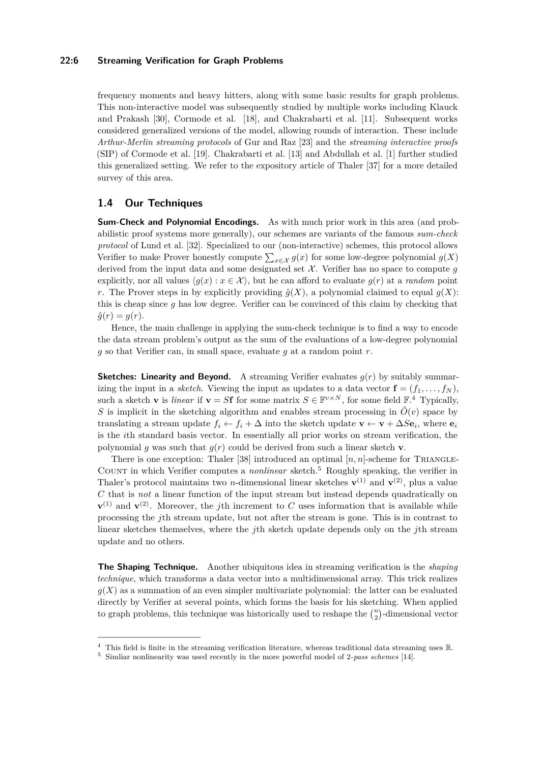frequency moments and heavy hitters, along with some basic results for graph problems. This non-interactive model was subsequently studied by multiple works including Klauck and Prakash [30], Cormode et al. [18], and Chakrabarti et al. [11]. Subsequent works considered generalized versions of the model, allowing rounds of interaction. These include *Arthur-Merlin streaming protocols* of Gur and Raz [23] and the *streaming interactive proofs* (SIP) of Cormode et al. [19]. Chakrabarti et al. [13] and Abdullah et al. [1] further studied this generalized setting. We refer to the expository article of Thaler [37] for a more detailed survey of this area.

## 1.4 Our Techniques

**Sum-Check and Polynomial Encodings.** As with much prior work in this area (and probabilistic proof systems more generally), our schemes are variants of the famous *sum-check protocol* of Lund et al. [32]. Specialized to our (non-interactive) schemes, this protocol allows Verifier to make Prover honestly compute $\sum_{x \in \mathcal{X}} g(x)$ for some low-degree polynomial $g(X)$ derived from the input data and some designated set $\mathcal{X}$. Verifier has no space to compute $g$ explicitly, nor all values $\langle g(x) : x \in \mathcal{X} \rangle$, but he can afford to evaluate $g(r)$ at a *random* point $r$. The Prover steps in by explicitly providing $\hat{g}(X)$, a polynomial claimed to equal $g(X)$: this is cheap since $g$ has low degree. Verifier can be convinced of this claim by checking that $\hat{g}(r) = g(r)$.

Hence, the main challenge in applying the sum-check technique is to find a way to encode the data stream problem's output as the sum of the evaluations of a low-degree polynomial $g$ so that Verifier can, in small space, evaluate $g$ at a random point $r$.

**Sketches: Linearity and Beyond.** A streaming Verifier evaluates $g(r)$ by suitably summarizing the input in a *sketch*. Viewing the input as updates to a data vector $\mathbf{f} = (f_1, \ldots, f_N)$, such a sketch $\mathbf{v}$ is *linear* if $\mathbf{v} = S\mathbf{f}$ for some matrix $S \in \mathbb{F}^{v \times N}$, for some field $\mathbb{F}$.[4] Typically, $S$ is implicit in the sketching algorithm and enables stream processing in $\tilde{O}(v)$ space by translating a stream update $f_i \leftarrow f_i + \Delta$ into the sketch update $\mathbf{v} \leftarrow \mathbf{v} + \Delta S\mathbf{e}_i$, where $\mathbf{e}_i$ is the $i$th standard basis vector. In essentially all prior works on stream verification, the polynomial $g$ was such that $g(r)$ could be derived from such a linear sketch $\mathbf{v}$.

There is one exception: Thaler [38] introduced an optimal $[n, n]$-scheme for Triangle-Count in which Verifier computes a *nonlinear* sketch.[5] Roughly speaking, the verifier in Thaler's protocol maintains two $n$-dimensional linear sketches $\mathbf{v}^{(1)}$ and $\mathbf{v}^{(2)}$, plus a value $C$ that is *not* a linear function of the input stream but instead depends quadratically on $\mathbf{v}^{(1)}$ and $\mathbf{v}^{(2)}$. Moreover, the $j$th increment to $C$ uses information that is available while processing the $j$th stream update, but not after the stream is gone. This is in contrast to linear sketches themselves, where the $j$th sketch update depends only on the $j$th stream update and no others.

**The Shaping Technique.** Another ubiquitous idea in streaming verification is the *shaping technique*, which transforms a data vector into a multidimensional array. This trick realizes $g(X)$ as a summation of an even simpler multivariate polynomial: the latter can be evaluated directly by Verifier at several points, which forms the basis for his sketching. When applied to graph problems, this technique was historically used to reshape the $\binom{n}{2}$-dimensional vector

[4] This field is finite in the streaming verification literature, whereas traditional data streaming uses $\mathbb{R}$.

[5] Simliar nonlinearity was used recently in the more powerful model of 2-*pass schemes* [14].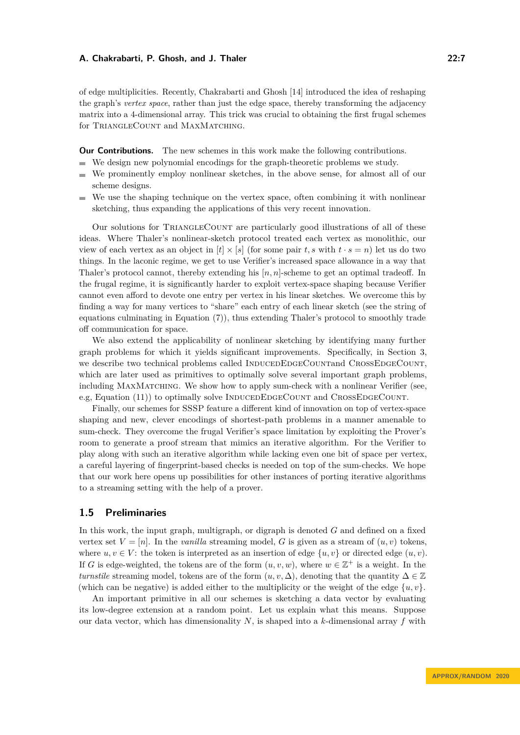of edge multiplicities. Recently, Chakrabarti and Ghosh [14] introduced the idea of reshaping the graph's *vertex space*, rather than just the edge space, thereby transforming the adjacency matrix into a 4-dimensional array. This trick was crucial to obtaining the first frugal schemes for TriangleCount and MaxMatching.

**Our Contributions.** The new schemes in this work make the following contributions.

- We design new polynomial encodings for the graph-theoretic problems we study.
- We prominently employ nonlinear sketches, in the above sense, for almost all of our scheme designs.
- We use the shaping technique on the vertex space, often combining it with nonlinear sketching, thus expanding the applications of this very recent innovation.

Our solutions for TriangleCount are particularly good illustrations of all of these ideas. Where Thaler's nonlinear-sketch protocol treated each vertex as monolithic, our view of each vertex as an object in $[t] \times [s]$ (for some pair $t, s$ with $t \cdot s = n$) let us do two things. In the laconic regime, we get to use Verifier's increased space allowance in a way that Thaler's protocol cannot, thereby extending his $[n, n]$-scheme to get an optimal tradeoff. In the frugal regime, it is significantly harder to exploit vertex-space shaping because Verifier cannot even afford to devote one entry per vertex in his linear sketches. We overcome this by finding a way for many vertices to "share" each entry of each linear sketch (see the string of equations culminating in Equation (7)), thus extending Thaler's protocol to smoothly trade off communication for space.

We also extend the applicability of nonlinear sketching by identifying many further graph problems for which it yields significant improvements. Specifically, in Section 3, we describe two technical problems called InducedEdgeCountand CrossEdgeCount, which are later used as primitives to optimally solve several important graph problems, including MaxMatching. We show how to apply sum-check with a nonlinear Verifier (see, e.g, Equation (11)) to optimally solve InducedEdgeCount and CrossEdgeCount.

Finally, our schemes for SSSP feature a different kind of innovation on top of vertex-space shaping and new, clever encodings of shortest-path problems in a manner amenable to sum-check. They overcome the frugal Verifier's space limitation by exploiting the Prover's room to generate a proof stream that mimics an iterative algorithm. For the Verifier to play along with such an iterative algorithm while lacking even one bit of space per vertex, a careful layering of fingerprint-based checks is needed on top of the sum-checks. We hope that our work here opens up possibilities for other instances of porting iterative algorithms to a streaming setting with the help of a prover.

## 1.5 Preliminaries

In this work, the input graph, multigraph, or digraph is denoted $G$ and defined on a fixed vertex set $V = [n]$. In the *vanilla* streaming model, $G$ is given as a stream of $(u, v)$ tokens, where $u, v \in V$: the token is interpreted as an insertion of edge $\{u, v\}$ or directed edge $(u, v)$. If $G$ is edge-weighted, the tokens are of the form $(u, v, w)$, where $w \in \mathbb{Z}^+$ is a weight. In the *turnstile* streaming model, tokens are of the form $(u, v, \Delta)$, denoting that the quantity $\Delta \in \mathbb{Z}$ (which can be negative) is added either to the multiplicity or the weight of the edge $\{u, v\}$.

An important primitive in all our schemes is sketching a data vector by evaluating its low-degree extension at a random point. Let us explain what this means. Suppose our data vector, which has dimensionality $N$, is shaped into a $k$-dimensional array $f$ with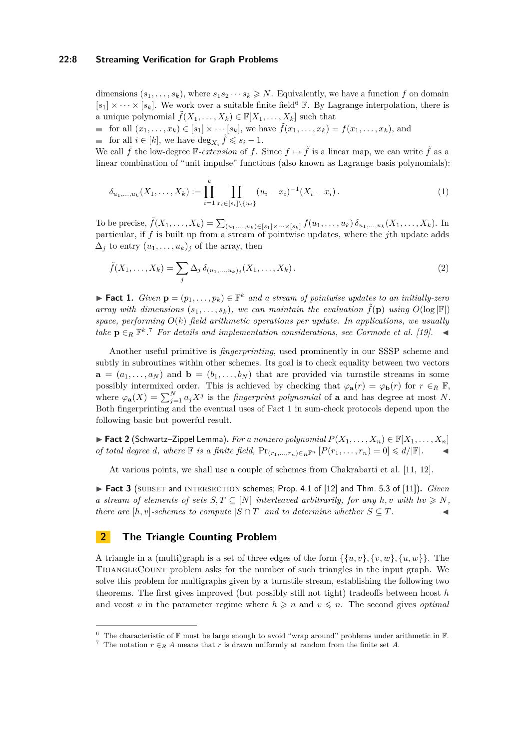dimensions $(s_1, \ldots, s_k)$, where $s_1 s_2 \cdots s_k \geqslant N$. Equivalently, we have a function $f$ on domain $[s_1] \times \cdots \times [s_k]$. We work over a suitable finite field[6] $\mathbb{F}$. By Lagrange interpolation, there is a unique polynomial $\tilde{f}(X_1, \ldots, X_k) \in \mathbb{F}[X_1, \ldots, X_k]$ such that

- for all $(x_1, \ldots, x_k) \in [s_1] \times \cdots [s_k]$, we have $\tilde{f}(x_1, \ldots, x_k) = f(x_1, \ldots, x_k)$, and
- for all $i \in [k]$, we have $\deg_{X_i} \tilde{f} \leqslant s_i - 1$.

We call $\tilde{f}$ the low-degree $\mathbb{F}$-*extension* of $f$. Since $f \mapsto \tilde{f}$ is a linear map, we can write $\tilde{f}$ as a linear combination of "unit impulse" functions (also known as Lagrange basis polynomials):

$$\delta_{u_1,\ldots,u_k}(X_1, \ldots, X_k) := \prod_{i=1}^{k} \prod_{x_i \in [s_i] \setminus \{u_i\}} (u_i - x_i)^{-1}(X_i - x_i)\,. \tag{1}$$

To be precise, $\tilde{f}(X_1, \ldots, X_k) = \sum_{(u_1,\ldots,u_k) \in [s_1] \times \cdots \times [s_k]} f(u_1, \ldots, u_k)\, \delta_{u_1,\ldots,u_k}(X_1, \ldots, X_k)$. In particular, if $f$ is built up from a stream of pointwise updates, where the $j$th update adds $\Delta_j$ to entry $(u_1, \ldots, u_k)_j$ of the array, then

$$\tilde{f}(X_1, \ldots, X_k) = \sum_j \Delta_j\, \delta_{(u_1,\ldots,u_k)_j}(X_1, \ldots, X_k)\,. \tag{2}$$

▶ **Fact 1.** *Given $\mathbf{p} = (p_1, \ldots, p_k) \in \mathbb{F}^k$ and a stream of pointwise updates to an initially-zero array with dimensions $(s_1, \ldots, s_k)$, we can maintain the evaluation $\tilde{f}(\mathbf{p})$ using $O(\log |\mathbb{F}|)$ space, performing $O(k)$ field arithmetic operations per update. In applications, we usually take $\mathbf{p} \in_R \mathbb{F}^k$.*[7] *For details and implementation considerations, see Cormode et al. [19].* ◀

Another useful primitive is *fingerprinting*, used prominently in our SSSP scheme and subtly in subroutines within other schemes. Its goal is to check equality between two vectors $\mathbf{a} = (a_1, \ldots, a_N)$ and $\mathbf{b} = (b_1, \ldots, b_N)$ that are provided via turnstile streams in some possibly intermixed order. This is achieved by checking that $\varphi_{\mathbf{a}}(r) = \varphi_{\mathbf{b}}(r)$ for $r \in_R \mathbb{F}$, where $\varphi_{\mathbf{a}}(X) = \sum_{j=1}^{N} a_j X^j$ is the *fingerprint polynomial* of $\mathbf{a}$ and has degree at most $N$. Both fingerprinting and the eventual uses of Fact 1 in sum-check protocols depend upon the following basic but powerful result.

▶ **Fact 2** (Schwartz–Zippel Lemma). *For a nonzero polynomial $P(X_1, \ldots, X_n) \in \mathbb{F}[X_1, \ldots, X_n]$ of total degree $d$, where $\mathbb{F}$ is a finite field, $\Pr_{(r_1,\ldots,r_n) \in_R \mathbb{F}^n}[P(r_1, \ldots, r_n) = 0] \leqslant d/|\mathbb{F}|$.* ◀

At various points, we shall use a couple of schemes from Chakrabarti et al. [11, 12].

▶ **Fact 3** (SUBSET and INTERSECTION schemes; Prop. 4.1 of [12] and Thm. 5.3 of [11]). *Given a stream of elements of sets $S, T \subseteq [N]$ interleaved arbitrarily, for any $h, v$ with $hv \geqslant N$, there are $[h, v]$-schemes to compute $|S \cap T|$ and to determine whether $S \subseteq T$.* ◀

## 2 The Triangle Counting Problem

A triangle in a (multi)graph is a set of three edges of the form $\{\{u, v\}, \{v, w\}, \{u, w\}\}$. The TRIANGLECOUNT problem asks for the number of such triangles in the input graph. We solve this problem for multigraphs given by a turnstile stream, establishing the following two theorems. The first gives improved (but possibly still not tight) tradeoffs between hcost $h$ and vcost $v$ in the parameter regime where $h \geqslant n$ and $v \leqslant n$. The second gives *optimal*

---

[6] The characteristic of $\mathbb{F}$ must be large enough to avoid "wrap around" problems under arithmetic in $\mathbb{F}$.

[7] The notation $r \in_R A$ means that $r$ is drawn uniformly at random from the finite set $A$.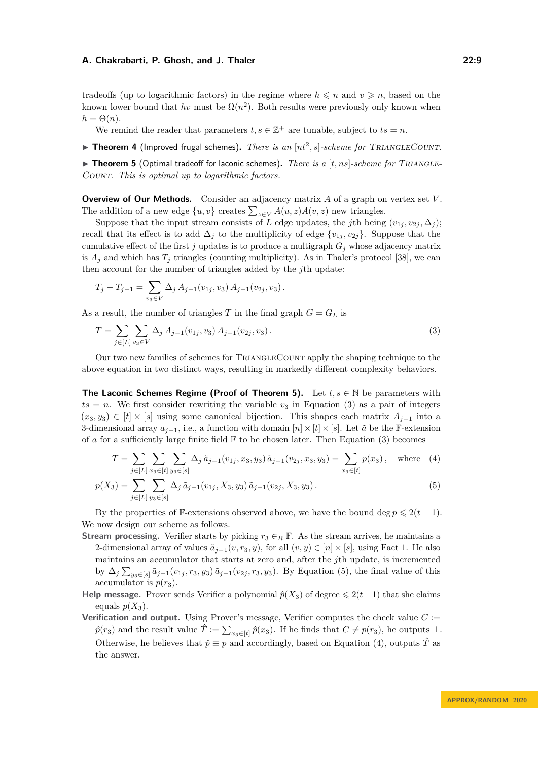tradeoffs (up to logarithmic factors) in the regime where $h \leqslant n$ and $v \geqslant n$, based on the known lower bound that $hv$ must be $\Omega(n^2)$. Both results were previously only known when $h = \Theta(n)$.

We remind the reader that parameters $t, s \in \mathbb{Z}^+$ are tunable, subject to $ts = n$.

▶ **Theorem 4** (Improved frugal schemes). *There is an $[nt^2, s]$-scheme for* TriangleCount.

▶ **Theorem 5** (Optimal tradeoff for laconic schemes). *There is a $[t, ns]$-scheme for* TriangleCount. *This is optimal up to logarithmic factors.*

**Overview of Our Methods.** Consider an adjacency matrix $A$ of a graph on vertex set $V$. The addition of a new edge $\{u, v\}$ creates $\sum_{z \in V} A(u, z) A(v, z)$ new triangles.

Suppose that the input stream consists of $L$ edge updates, the $j$th being $(v_{1j}, v_{2j}, \Delta_j)$; recall that its effect is to add $\Delta_j$ to the multiplicity of edge $\{v_{1j}, v_{2j}\}$. Suppose that the cumulative effect of the first $j$ updates is to produce a multigraph $G_j$ whose adjacency matrix is $A_j$ and which has $T_j$ triangles (counting multiplicity). As in Thaler's protocol [38], we can then account for the number of triangles added by the $j$th update:

$$T_j - T_{j-1} = \sum_{v_3 \in V} \Delta_j \, A_{j-1}(v_{1j}, v_3) \, A_{j-1}(v_{2j}, v_3) \, .$$

As a result, the number of triangles $T$ in the final graph $G = G_L$ is

$$T = \sum_{j \in [L]} \sum_{v_3 \in V} \Delta_j \, A_{j-1}(v_{1j}, v_3) \, A_{j-1}(v_{2j}, v_3) \, . \tag{3}$$

Our two new families of schemes for TriangleCount apply the shaping technique to the above equation in two distinct ways, resulting in markedly different complexity behaviors.

**The Laconic Schemes Regime (Proof of Theorem 5).** Let $t, s \in \mathbb{N}$ be parameters with $ts = n$. We first consider rewriting the variable $v_3$ in Equation (3) as a pair of integers $(x_3, y_3) \in [t] \times [s]$ using some canonical bijection. This shapes each matrix $A_{j-1}$ into a 3-dimensional array $a_{j-1}$, i.e., a function with domain $[n] \times [t] \times [s]$. Let $\tilde{a}$ be the $\mathbb{F}$-extension of $a$ for a sufficiently large finite field $\mathbb{F}$ to be chosen later. Then Equation (3) becomes

$$T = \sum_{j \in [L]} \sum_{x_3 \in [t]} \sum_{y_3 \in [s]} \Delta_j \, \tilde{a}_{j-1}(v_{1j}, x_3, y_3) \, \tilde{a}_{j-1}(v_{2j}, x_3, y_3) = \sum_{x_3 \in [t]} p(x_3) \, , \quad \text{where} \tag{4}$$

$$p(X_3) = \sum_{j \in [L]} \sum_{y_3 \in [s]} \Delta_j \, \tilde{a}_{j-1}(v_{1j}, X_3, y_3) \, \tilde{a}_{j-1}(v_{2j}, X_3, y_3) \, . \tag{5}$$

By the properties of $\mathbb{F}$-extensions observed above, we have the bound $\deg p \leqslant 2(t-1)$. We now design our scheme as follows.

**Stream processing.** Verifier starts by picking $r_3 \in_R \mathbb{F}$. As the stream arrives, he maintains a 2-dimensional array of values $\tilde{a}_{j-1}(v, r_3, y)$, for all $(v, y) \in [n] \times [s]$, using Fact 1. He also maintains an accumulator that starts at zero and, after the $j$th update, is incremented by $\Delta_j \sum_{y_3 \in [s]} \tilde{a}_{j-1}(v_{1j}, r_3, y_3) \, \tilde{a}_{j-1}(v_{2j}, r_3, y_3)$. By Equation (5), the final value of this accumulator is $p(r_3)$.

**Help message.** Prover sends Verifier a polynomial $\hat{p}(X_3)$ of degree $\leqslant 2(t-1)$ that she claims equals $p(X_3)$.

**Verification and output.** Using Prover's message, Verifier computes the check value $C := \hat{p}(r_3)$ and the result value $\hat{T} := \sum_{x_3 \in [t]} \hat{p}(x_3)$. If he finds that $C \neq p(r_3)$, he outputs $\perp$. Otherwise, he believes that $\hat{p} \equiv p$ and accordingly, based on Equation (4), outputs $\hat{T}$ as the answer.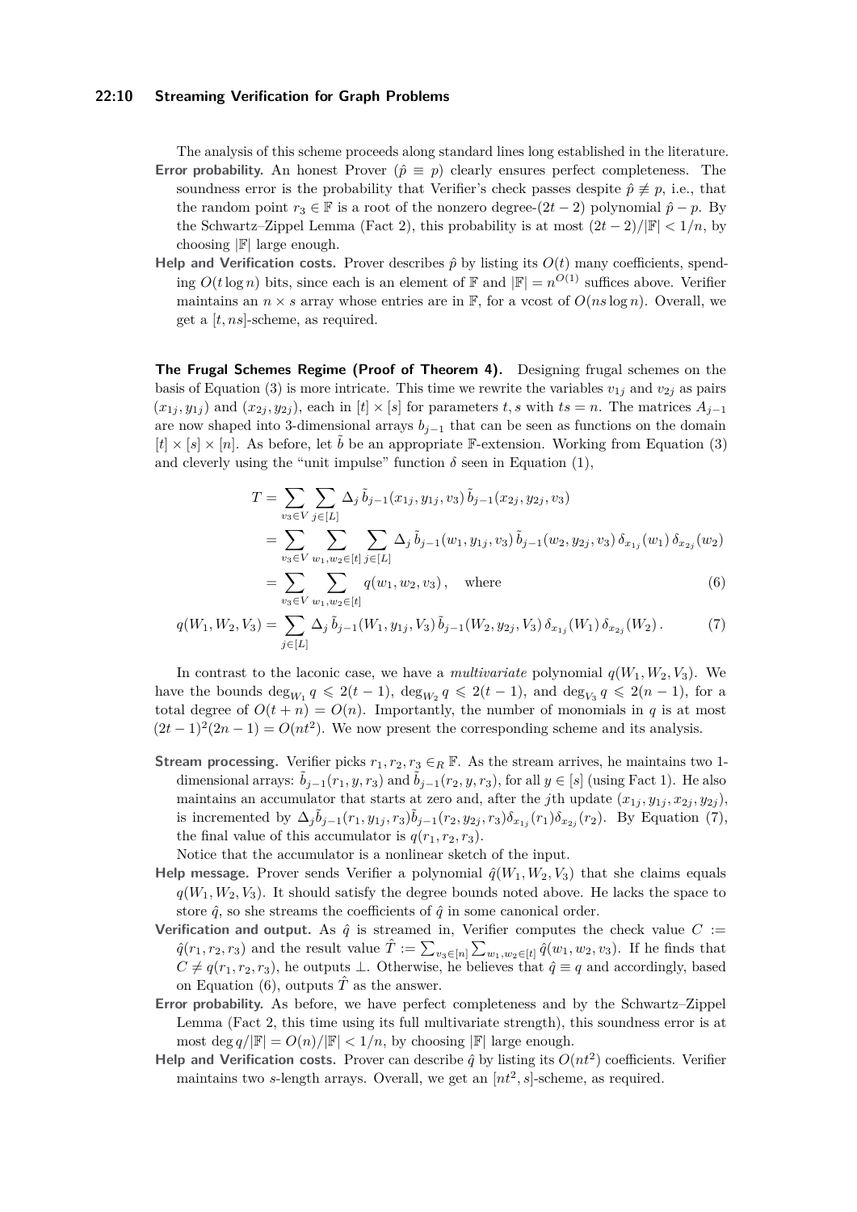The analysis of this scheme proceeds along standard lines long established in the literature.

**Error probability.** An honest Prover ($\hat{p} \equiv p$) clearly ensures perfect completeness. The soundness error is the probability that Verifier's check passes despite $\hat{p} \not\equiv p$, i.e., that the random point $r_3 \in \mathbb{F}$ is a root of the nonzero degree-$(2t-2)$ polynomial $\hat{p} - p$. By the Schwartz–Zippel Lemma (Fact 2), this probability is at most $(2t-2)/|\mathbb{F}| < 1/n$, by choosing $|\mathbb{F}|$ large enough.

**Help and Verification costs.** Prover describes $\hat{p}$ by listing its $O(t)$ many coefficients, spending $O(t \log n)$ bits, since each is an element of $\mathbb{F}$ and $|\mathbb{F}| = n^{O(1)}$ suffices above. Verifier maintains an $n \times s$ array whose entries are in $\mathbb{F}$, for a vcost of $O(ns \log n)$. Overall, we get a $[t, ns]$-scheme, as required.

**The Frugal Schemes Regime (Proof of Theorem 4).** Designing frugal schemes on the basis of Equation (3) is more intricate. This time we rewrite the variables $v_{1j}$ and $v_{2j}$ as pairs $(x_{1j}, y_{1j})$ and $(x_{2j}, y_{2j})$, each in $[t] \times [s]$ for parameters $t, s$ with $ts = n$. The matrices $A_{j-1}$ are now shaped into 3-dimensional arrays $b_{j-1}$ that can be seen as functions on the domain $[t] \times [s] \times [n]$. As before, let $\tilde{b}$ be an appropriate $\mathbb{F}$-extension. Working from Equation (3) and cleverly using the "unit impulse" function $\delta$ seen in Equation (1),

$$
\begin{aligned}
T &= \sum_{v_3 \in V} \sum_{j \in [L]} \Delta_j \, \tilde{b}_{j-1}(x_{1j}, y_{1j}, v_3) \, \tilde{b}_{j-1}(x_{2j}, y_{2j}, v_3) \\
&= \sum_{v_3 \in V} \sum_{w_1, w_2 \in [t]} \sum_{j \in [L]} \Delta_j \, \tilde{b}_{j-1}(w_1, y_{1j}, v_3) \, \tilde{b}_{j-1}(w_2, y_{2j}, v_3) \, \delta_{x_{1j}}(w_1) \, \delta_{x_{2j}}(w_2) \\
&= \sum_{v_3 \in V} \sum_{w_1, w_2 \in [t]} q(w_1, w_2, v_3) \,, \quad \text{where} \qquad\qquad (6)
\end{aligned}
$$

$$
q(W_1, W_2, V_3) = \sum_{j \in [L]} \Delta_j \, \tilde{b}_{j-1}(W_1, y_{1j}, V_3) \, \tilde{b}_{j-1}(W_2, y_{2j}, V_3) \, \delta_{x_{1j}}(W_1) \, \delta_{x_{2j}}(W_2) \,. \qquad (7)
$$

In contrast to the laconic case, we have a *multivariate* polynomial $q(W_1, W_2, V_3)$. We have the bounds $\deg_{W_1} q \leqslant 2(t-1)$, $\deg_{W_2} q \leqslant 2(t-1)$, and $\deg_{V_3} q \leqslant 2(n-1)$, for a total degree of $O(t+n) = O(n)$. Importantly, the number of monomials in $q$ is at most $(2t-1)^2(2n-1) = O(nt^2)$. We now present the corresponding scheme and its analysis.

**Stream processing.** Verifier picks $r_1, r_2, r_3 \in_R \mathbb{F}$. As the stream arrives, he maintains two 1-dimensional arrays: $\tilde{b}_{j-1}(r_1, y, r_3)$ and $\tilde{b}_{j-1}(r_2, y, r_3)$, for all $y \in [s]$ (using Fact 1). He also maintains an accumulator that starts at zero and, after the $j$th update $(x_{1j}, y_{1j}, x_{2j}, y_{2j})$, is incremented by $\Delta_j \tilde{b}_{j-1}(r_1, y_{1j}, r_3) \tilde{b}_{j-1}(r_2, y_{2j}, r_3) \delta_{x_{1j}}(r_1) \delta_{x_{2j}}(r_2)$. By Equation (7), the final value of this accumulator is $q(r_1, r_2, r_3)$.

Notice that the accumulator is a nonlinear sketch of the input.

**Help message.** Prover sends Verifier a polynomial $\hat{q}(W_1, W_2, V_3)$ that she claims equals $q(W_1, W_2, V_3)$. It should satisfy the degree bounds noted above. He lacks the space to store $\hat{q}$, so she streams the coefficients of $\hat{q}$ in some canonical order.

**Verification and output.** As $\hat{q}$ is streamed in, Verifier computes the check value $C := \hat{q}(r_1, r_2, r_3)$ and the result value $\hat{T} := \sum_{v_3 \in [n]} \sum_{w_1, w_2 \in [t]} \hat{q}(w_1, w_2, v_3)$. If he finds that $C \neq q(r_1, r_2, r_3)$, he outputs $\perp$. Otherwise, he believes that $\hat{q} \equiv q$ and accordingly, based on Equation (6), outputs $\hat{T}$ as the answer.

**Error probability.** As before, we have perfect completeness and by the Schwartz–Zippel Lemma (Fact 2, this time using its full multivariate strength), this soundness error is at most $\deg q / |\mathbb{F}| = O(n)/|\mathbb{F}| < 1/n$, by choosing $|\mathbb{F}|$ large enough.

**Help and Verification costs.** Prover can describe $\hat{q}$ by listing its $O(nt^2)$ coefficients. Verifier maintains two $s$-length arrays. Overall, we get an $[nt^2, s]$-scheme, as required.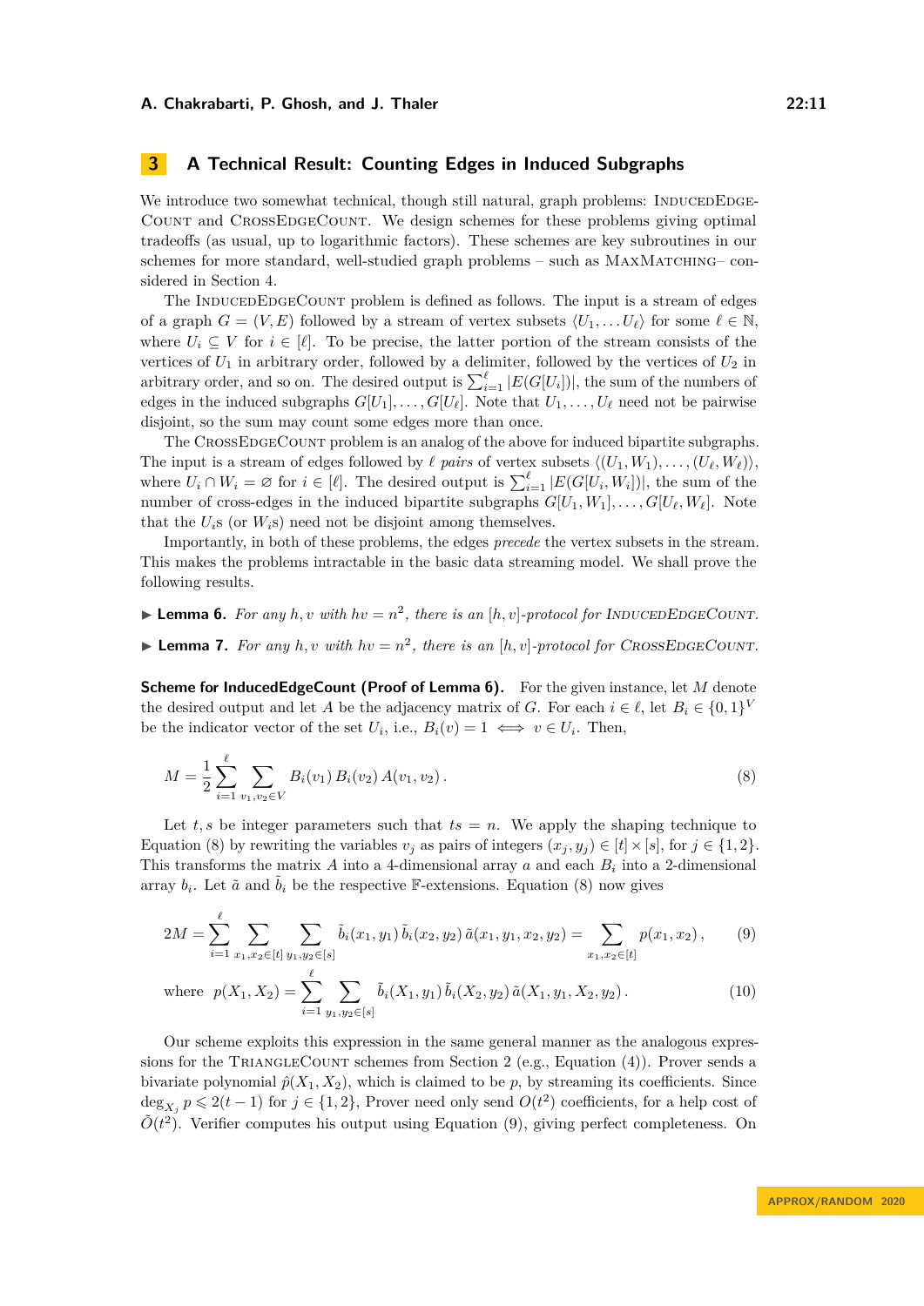## 3 A Technical Result: Counting Edges in Induced Subgraphs

We introduce two somewhat technical, though still natural, graph problems: InducedEdgeCount and CrossEdgeCount. We design schemes for these problems giving optimal tradeoffs (as usual, up to logarithmic factors). These schemes are key subroutines in our schemes for more standard, well-studied graph problems – such as MaxMatching– considered in Section 4.

The InducedEdgeCount problem is defined as follows. The input is a stream of edges of a graph $G = (V, E)$ followed by a stream of vertex subsets $\langle U_1, \dots U_\ell \rangle$ for some $\ell \in \mathbb{N}$, where $U_i \subseteq V$ for $i \in [\ell]$. To be precise, the latter portion of the stream consists of the vertices of $U_1$ in arbitrary order, followed by a delimiter, followed by the vertices of $U_2$ in arbitrary order, and so on. The desired output is $\sum_{i=1}^{\ell} |E(G[U_i])|$, the sum of the numbers of edges in the induced subgraphs $G[U_1], \dots, G[U_\ell]$. Note that $U_1, \dots, U_\ell$ need not be pairwise disjoint, so the sum may count some edges more than once.

The CrossEdgeCount problem is an analog of the above for induced bipartite subgraphs. The input is a stream of edges followed by $\ell$ *pairs* of vertex subsets $\langle (U_1, W_1), \dots, (U_\ell, W_\ell) \rangle$, where $U_i \cap W_i = \varnothing$ for $i \in [\ell]$. The desired output is $\sum_{i=1}^{\ell} |E(G[U_i, W_i])|$, the sum of the number of cross-edges in the induced bipartite subgraphs $G[U_1, W_1], \dots, G[U_\ell, W_\ell]$. Note that the $U_i$s (or $W_i$s) need not be disjoint among themselves.

Importantly, in both of these problems, the edges *precede* the vertex subsets in the stream. This makes the problems intractable in the basic data streaming model. We shall prove the following results.

▶ **Lemma 6.** *For any $h, v$ with $hv = n^2$, there is an $[h, v]$-protocol for* InducedEdgeCount.

▶ **Lemma 7.** *For any $h, v$ with $hv = n^2$, there is an $[h, v]$-protocol for* CrossEdgeCount.

**Scheme for InducedEdgeCount (Proof of Lemma 6).** For the given instance, let $M$ denote the desired output and let $A$ be the adjacency matrix of $G$. For each $i \in \ell$, let $B_i \in \{0, 1\}^V$ be the indicator vector of the set $U_i$, i.e., $B_i(v) = 1 \iff v \in U_i$. Then,

$$M = \frac{1}{2} \sum_{i=1}^{\ell} \sum_{v_1, v_2 \in V} B_i(v_1)\, B_i(v_2)\, A(v_1, v_2)\,. \tag{8}$$

Let $t, s$ be integer parameters such that $ts = n$. We apply the shaping technique to Equation (8) by rewriting the variables $v_j$ as pairs of integers $(x_j, y_j) \in [t] \times [s]$, for $j \in \{1, 2\}$. This transforms the matrix $A$ into a 4-dimensional array $a$ and each $B_i$ into a 2-dimensional array $b_i$. Let $\tilde{a}$ and $\tilde{b}_i$ be the respective $\mathbb{F}$-extensions. Equation (8) now gives

$$2M = \sum_{i=1}^{\ell} \sum_{x_1, x_2 \in [t]} \sum_{y_1, y_2 \in [s]} \tilde{b}_i(x_1, y_1)\, \tilde{b}_i(x_2, y_2)\, \tilde{a}(x_1, y_1, x_2, y_2) = \sum_{x_1, x_2 \in [t]} p(x_1, x_2)\,, \tag{9}$$

$$\text{where} \quad p(X_1, X_2) = \sum_{i=1}^{\ell} \sum_{y_1, y_2 \in [s]} \tilde{b}_i(X_1, y_1)\, \tilde{b}_i(X_2, y_2)\, \tilde{a}(X_1, y_1, X_2, y_2)\,. \tag{10}$$

Our scheme exploits this expression in the same general manner as the analogous expressions for the TriangleCount schemes from Section 2 (e.g., Equation (4)). Prover sends a bivariate polynomial $\hat{p}(X_1, X_2)$, which is claimed to be $p$, by streaming its coefficients. Since $\deg_{X_j} p \leqslant 2(t-1)$ for $j \in \{1, 2\}$, Prover need only send $O(t^2)$ coefficients, for a help cost of $\tilde{O}(t^2)$. Verifier computes his output using Equation (9), giving perfect completeness. On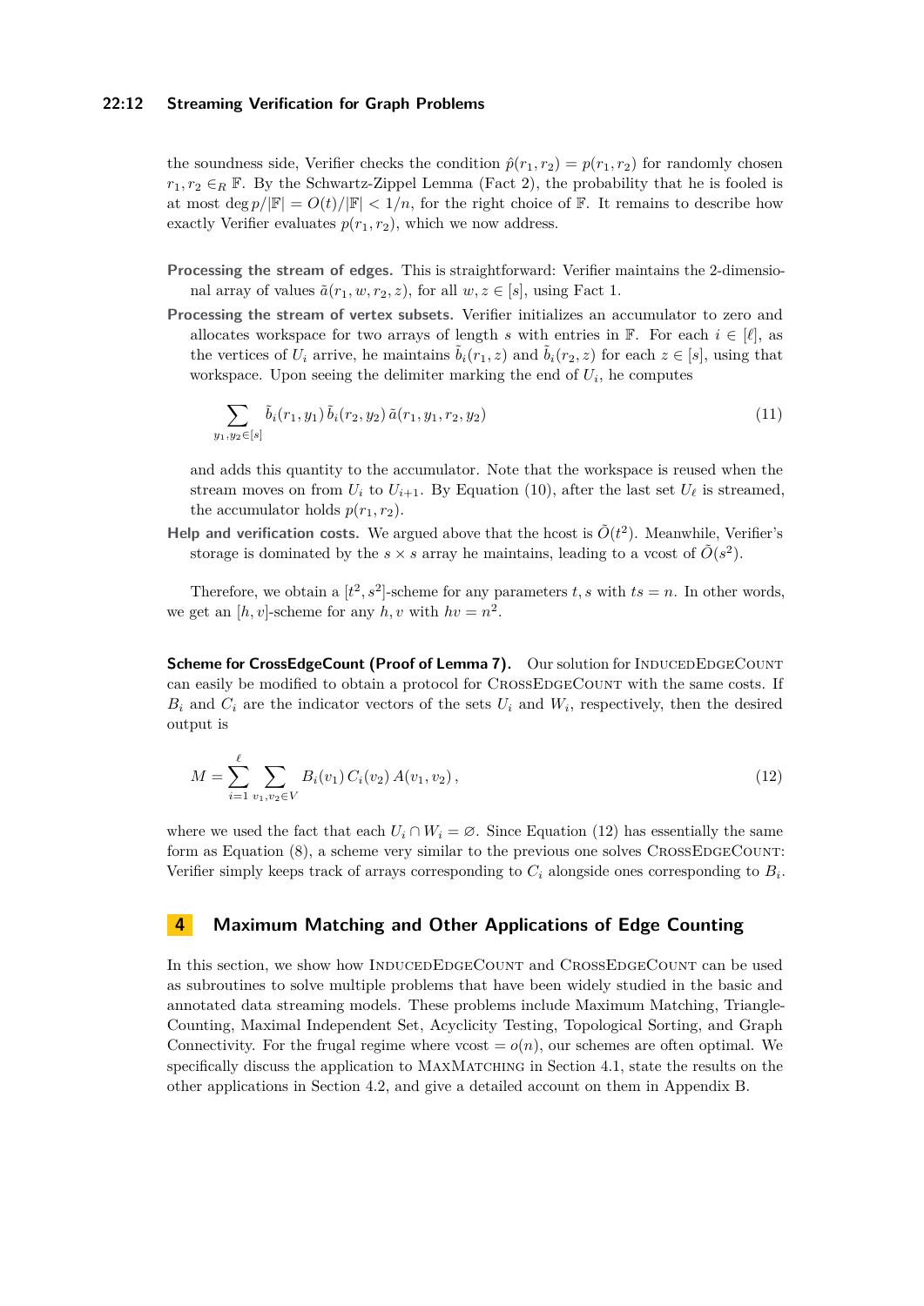the soundness side, Verifier checks the condition $\hat{p}(r_1, r_2) = p(r_1, r_2)$ for randomly chosen $r_1, r_2 \in_R \mathbb{F}$. By the Schwartz-Zippel Lemma (Fact 2), the probability that he is fooled is at most $\deg p/|\mathbb{F}| = O(t)/|\mathbb{F}| < 1/n$, for the right choice of $\mathbb{F}$. It remains to describe how exactly Verifier evaluates $p(r_1, r_2)$, which we now address.

**Processing the stream of edges.** This is straightforward: Verifier maintains the 2-dimensional array of values $\tilde{a}(r_1, w, r_2, z)$, for all $w, z \in [s]$, using Fact 1.

**Processing the stream of vertex subsets.** Verifier initializes an accumulator to zero and allocates workspace for two arrays of length $s$ with entries in $\mathbb{F}$. For each $i \in [\ell]$, as the vertices of $U_i$ arrive, he maintains $\tilde{b}_i(r_1, z)$ and $\tilde{b}_i(r_2, z)$ for each $z \in [s]$, using that workspace. Upon seeing the delimiter marking the end of $U_i$, he computes

$$\sum_{y_1, y_2 \in [s]} \tilde{b}_i(r_1, y_1)\, \tilde{b}_i(r_2, y_2)\, \tilde{a}(r_1, y_1, r_2, y_2) \tag{11}$$

and adds this quantity to the accumulator. Note that the workspace is reused when the stream moves on from $U_i$ to $U_{i+1}$. By Equation (10), after the last set $U_\ell$ is streamed, the accumulator holds $p(r_1, r_2)$.

**Help and verification costs.** We argued above that the hcost is $\tilde{O}(t^2)$. Meanwhile, Verifier's storage is dominated by the $s \times s$ array he maintains, leading to a vcost of $\tilde{O}(s^2)$.

Therefore, we obtain a $[t^2, s^2]$-scheme for any parameters $t, s$ with $ts = n$. In other words, we get an $[h, v]$-scheme for any $h, v$ with $hv = n^2$.

**Scheme for CrossEdgeCount (Proof of Lemma 7).** Our solution for InducedEdgeCount can easily be modified to obtain a protocol for CrossEdgeCount with the same costs. If $B_i$ and $C_i$ are the indicator vectors of the sets $U_i$ and $W_i$, respectively, then the desired output is

$$M = \sum_{i=1}^{\ell} \sum_{v_1, v_2 \in V} B_i(v_1)\, C_i(v_2)\, A(v_1, v_2)\,, \tag{12}$$

where we used the fact that each $U_i \cap W_i = \varnothing$. Since Equation (12) has essentially the same form as Equation (8), a scheme very similar to the previous one solves CrossEdgeCount: Verifier simply keeps track of arrays corresponding to $C_i$ alongside ones corresponding to $B_i$.

## 4 Maximum Matching and Other Applications of Edge Counting

In this section, we show how InducedEdgeCount and CrossEdgeCount can be used as subroutines to solve multiple problems that have been widely studied in the basic and annotated data streaming models. These problems include Maximum Matching, Triangle-Counting, Maximal Independent Set, Acyclicity Testing, Topological Sorting, and Graph Connectivity. For the frugal regime where vcost $= o(n)$, our schemes are often optimal. We specifically discuss the application to MaxMatching in Section 4.1, state the results on the other applications in Section 4.2, and give a detailed account on them in Appendix B.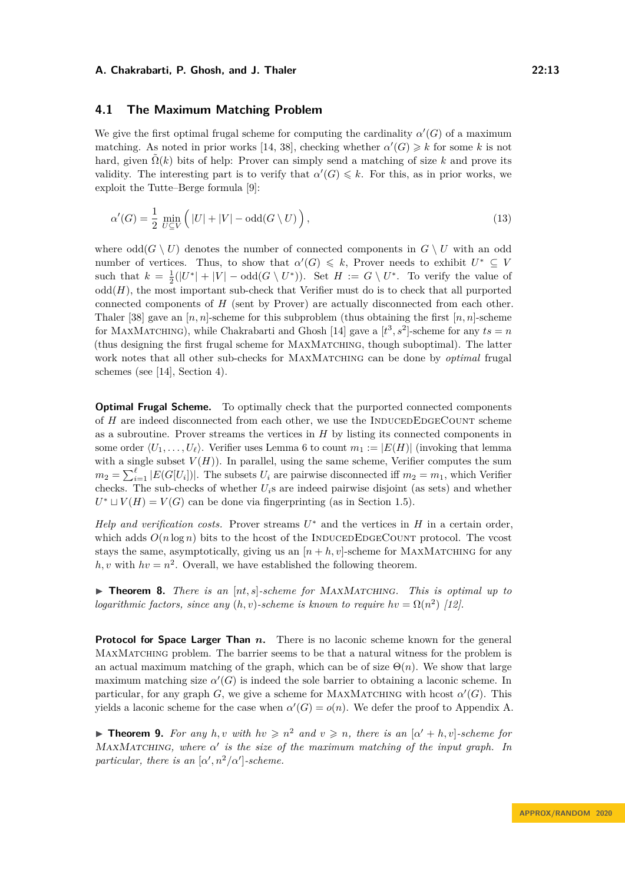## 4.1 The Maximum Matching Problem

We give the first optimal frugal scheme for computing the cardinality $\alpha'(G)$ of a maximum matching. As noted in prior works [14, 38], checking whether $\alpha'(G) \geqslant k$ for some $k$ is not hard, given $\tilde{\Omega}(k)$ bits of help: Prover can simply send a matching of size $k$ and prove its validity. The interesting part is to verify that $\alpha'(G) \leqslant k$. For this, as in prior works, we exploit the Tutte–Berge formula [9]:

$$\alpha'(G) = \frac{1}{2} \min_{U \subseteq V} \Big( |U| + |V| - \text{odd}(G \setminus U) \Big) , \tag{13}$$

where $\text{odd}(G \setminus U)$ denotes the number of connected components in $G \setminus U$ with an odd number of vertices. Thus, to show that $\alpha'(G) \leqslant k$, Prover needs to exhibit $U^* \subseteq V$ such that $k = \frac{1}{2}(|U^*| + |V| - \text{odd}(G \setminus U^*))$. Set $H := G \setminus U^*$. To verify the value of $\text{odd}(H)$, the most important sub-check that Verifier must do is to check that all purported connected components of $H$ (sent by Prover) are actually disconnected from each other. Thaler [38] gave an $[n, n]$-scheme for this subproblem (thus obtaining the first $[n, n]$-scheme for MaxMatching), while Chakrabarti and Ghosh [14] gave a $[t^3, s^2]$-scheme for any $ts = n$ (thus designing the first frugal scheme for MaxMatching, though suboptimal). The latter work notes that all other sub-checks for MaxMatching can be done by *optimal* frugal schemes (see [14], Section 4).

**Optimal Frugal Scheme.** To optimally check that the purported connected components of $H$ are indeed disconnected from each other, we use the InducedEdgeCount scheme as a subroutine. Prover streams the vertices in $H$ by listing its connected components in some order $\langle U_1, \ldots, U_\ell \rangle$. Verifier uses Lemma 6 to count $m_1 := |E(H)|$ (invoking that lemma with a single subset $V(H)$). In parallel, using the same scheme, Verifier computes the sum $m_2 = \sum_{i=1}^{\ell} |E(G[U_i])|$. The subsets $U_i$ are pairwise disconnected iff $m_2 = m_1$, which Verifier checks. The sub-checks of whether $U_i$s are indeed pairwise disjoint (as sets) and whether $U^* \sqcup V(H) = V(G)$ can be done via fingerprinting (as in Section 1.5).

*Help and verification costs.* Prover streams $U^*$ and the vertices in $H$ in a certain order, which adds $O(n \log n)$ bits to the hcost of the InducedEdgeCount protocol. The vcost stays the same, asymptotically, giving us an $[n + h, v]$-scheme for MaxMatching for any $h, v$ with $hv = n^2$. Overall, we have established the following theorem.

▶ **Theorem 8.** *There is an $[nt, s]$-scheme for MaxMatching. This is optimal up to logarithmic factors, since any $(h, v)$-scheme is known to require $hv = \Omega(n^2)$ [12].*

**Protocol for Space Larger Than $n$.** There is no laconic scheme known for the general MaxMatching problem. The barrier seems to be that a natural witness for the problem is an actual maximum matching of the graph, which can be of size $\Theta(n)$. We show that large maximum matching size $\alpha'(G)$ is indeed the sole barrier to obtaining a laconic scheme. In particular, for any graph $G$, we give a scheme for MaxMatching with hcost $\alpha'(G)$. This yields a laconic scheme for the case when $\alpha'(G) = o(n)$. We defer the proof to Appendix A.

▶ **Theorem 9.** *For any $h, v$ with $hv \geqslant n^2$ and $v \geqslant n$, there is an $[\alpha' + h, v]$-scheme for MaxMatching, where $\alpha'$ is the size of the maximum matching of the input graph. In particular, there is an $[\alpha', n^2/\alpha']$-scheme.*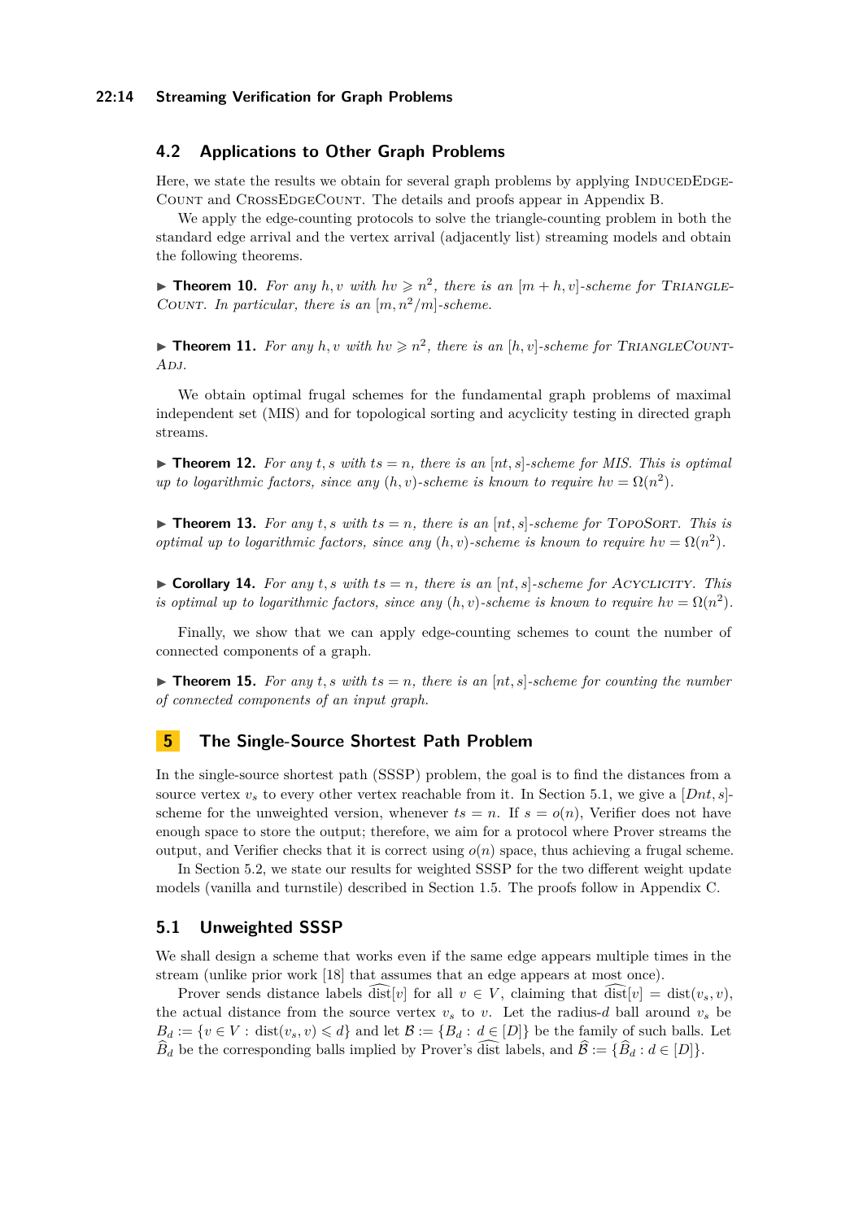## 4.2 Applications to Other Graph Problems

Here, we state the results we obtain for several graph problems by applying InducedEdgeCount and CrossEdgeCount. The details and proofs appear in Appendix B.

We apply the edge-counting protocols to solve the triangle-counting problem in both the standard edge arrival and the vertex arrival (adjacently list) streaming models and obtain the following theorems.

▶ **Theorem 10.** *For any $h, v$ with $hv \geqslant n^2$, there is an $[m + h, v]$-scheme for TriangleCount. In particular, there is an $[m, n^2/m]$-scheme.*

▶ **Theorem 11.** *For any $h, v$ with $hv \geqslant n^2$, there is an $[h, v]$-scheme for TriangleCountAdj.*

We obtain optimal frugal schemes for the fundamental graph problems of maximal independent set (MIS) and for topological sorting and acyclicity testing in directed graph streams.

▶ **Theorem 12.** *For any $t, s$ with $ts = n$, there is an $[nt, s]$-scheme for MIS. This is optimal up to logarithmic factors, since any $(h, v)$-scheme is known to require $hv = \Omega(n^2)$.*

▶ **Theorem 13.** *For any $t, s$ with $ts = n$, there is an $[nt, s]$-scheme for TopoSort. This is optimal up to logarithmic factors, since any $(h, v)$-scheme is known to require $hv = \Omega(n^2)$.*

▶ **Corollary 14.** *For any $t, s$ with $ts = n$, there is an $[nt, s]$-scheme for Acyclicity. This is optimal up to logarithmic factors, since any $(h, v)$-scheme is known to require $hv = \Omega(n^2)$.*

Finally, we show that we can apply edge-counting schemes to count the number of connected components of a graph.

▶ **Theorem 15.** *For any $t, s$ with $ts = n$, there is an $[nt, s]$-scheme for counting the number of connected components of an input graph.*

# 5 The Single-Source Shortest Path Problem

In the single-source shortest path (SSSP) problem, the goal is to find the distances from a source vertex $v_s$ to every other vertex reachable from it. In Section 5.1, we give a $[Dnt, s]$-scheme for the unweighted version, whenever $ts = n$. If $s = o(n)$, Verifier does not have enough space to store the output; therefore, we aim for a protocol where Prover streams the output, and Verifier checks that it is correct using $o(n)$ space, thus achieving a frugal scheme.

In Section 5.2, we state our results for weighted SSSP for the two different weight update models (vanilla and turnstile) described in Section 1.5. The proofs follow in Appendix C.

## 5.1 Unweighted SSSP

We shall design a scheme that works even if the same edge appears multiple times in the stream (unlike prior work [18] that assumes that an edge appears at most once).

Prover sends distance labels $\widehat{\text{dist}}[v]$ for all $v \in V$, claiming that $\widehat{\text{dist}}[v] = \text{dist}(v_s, v)$, the actual distance from the source vertex $v_s$ to $v$. Let the radius-$d$ ball around $v_s$ be $B_d := \{v \in V : \text{dist}(v_s, v) \leqslant d\}$ and let $\mathcal{B} := \{B_d : d \in [D]\}$ be the family of such balls. Let $\widehat{B}_d$ be the corresponding balls implied by Prover's $\widehat{\text{dist}}$ labels, and $\widehat{\mathcal{B}} := \{\widehat{B}_d : d \in [D]\}$.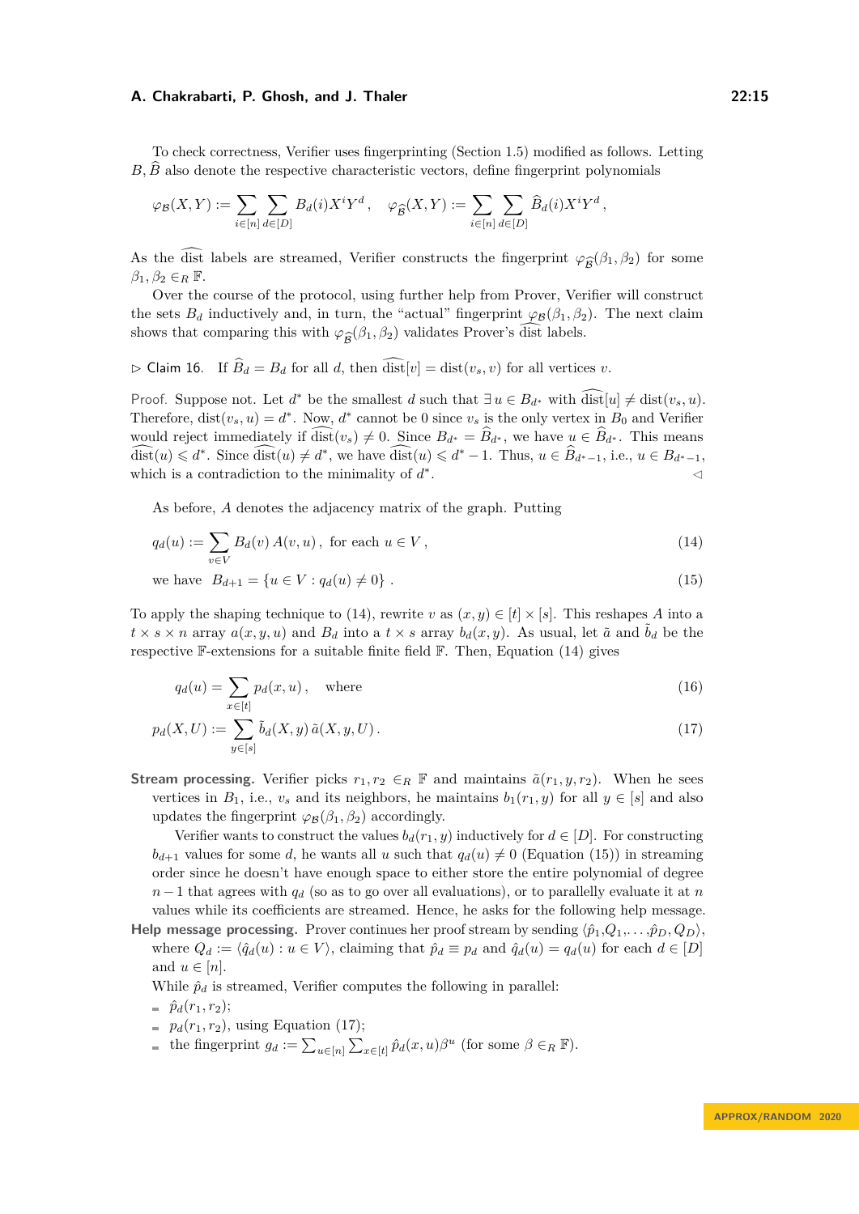To check correctness, Verifier uses fingerprinting (Section 1.5) modified as follows. Letting $B, \widehat{B}$ also denote the respective characteristic vectors, define fingerprint polynomials

$$\varphi_{\mathcal{B}}(X,Y) := \sum_{i\in[n]} \sum_{d\in[D]} B_d(i) X^i Y^d \,, \quad \varphi_{\widehat{\mathcal{B}}}(X,Y) := \sum_{i\in[n]} \sum_{d\in[D]} \widehat{B}_d(i) X^i Y^d \,,$$

As the $\widehat{\text{dist}}$ labels are streamed, Verifier constructs the fingerprint $\varphi_{\widehat{\mathcal{B}}}(\beta_1, \beta_2)$ for some $\beta_1, \beta_2 \in_R \mathbb{F}$.

Over the course of the protocol, using further help from Prover, Verifier will construct the sets $B_d$ inductively and, in turn, the "actual" fingerprint $\varphi_{\mathcal{B}}(\beta_1, \beta_2)$. The next claim shows that comparing this with $\varphi_{\widehat{\mathcal{B}}}(\beta_1, \beta_2)$ validates Prover's $\widehat{\text{dist}}$ labels.

▷ Claim 16. If $\widehat{B}_d = B_d$ for all $d$, then $\widehat{\text{dist}}[v] = \text{dist}(v_s, v)$ for all vertices $v$.

*Proof.* Suppose not. Let $d^*$ be the smallest $d$ such that $\exists\, u \in B_{d^*}$ with $\widehat{\text{dist}}[u] \neq \text{dist}(v_s, u)$. Therefore, $\text{dist}(v_s, u) = d^*$. Now, $d^*$ cannot be 0 since $v_s$ is the only vertex in $B_0$ and Verifier would reject immediately if $\widehat{\text{dist}}(v_s) \neq 0$. Since $B_{d^*} = \widehat{B}_{d^*}$, we have $u \in \widehat{B}_{d^*}$. This means $\widehat{\text{dist}}(u) \leqslant d^*$. Since $\widehat{\text{dist}}(u) \neq d^*$, we have $\widehat{\text{dist}}(u) \leqslant d^* - 1$. Thus, $u \in \widehat{B}_{d^*-1}$, i.e., $u \in B_{d^*-1}$, which is a contradiction to the minimality of $d^*$. ◁

As before, $A$ denotes the adjacency matrix of the graph. Putting

$$q_d(u) := \sum_{v\in V} B_d(v)\, A(v,u) \,, \text{ for each } u \in V \,, \tag{14}$$

$$\text{we have} \quad B_{d+1} = \{u \in V : q_d(u) \neq 0\} \,. \tag{15}$$

To apply the shaping technique to (14), rewrite $v$ as $(x,y) \in [t] \times [s]$. This reshapes $A$ into a $t \times s \times n$ array $a(x,y,u)$ and $B_d$ into a $t \times s$ array $b_d(x,y)$. As usual, let $\tilde{a}$ and $\tilde{b}_d$ be the respective $\mathbb{F}$-extensions for a suitable finite field $\mathbb{F}$. Then, Equation (14) gives

$$q_d(u) = \sum_{x\in[t]} p_d(x,u) \,, \quad \text{where} \tag{16}$$

$$p_d(X,U) := \sum_{y\in[s]} \tilde{b}_d(X,y)\, \tilde{a}(X,y,U) \,. \tag{17}$$

**Stream processing.** Verifier picks $r_1, r_2 \in_R \mathbb{F}$ and maintains $\tilde{a}(r_1, y, r_2)$. When he sees vertices in $B_1$, i.e., $v_s$ and its neighbors, he maintains $b_1(r_1, y)$ for all $y \in [s]$ and also updates the fingerprint $\varphi_{\mathcal{B}}(\beta_1, \beta_2)$ accordingly.

Verifier wants to construct the values $b_d(r_1, y)$ inductively for $d \in [D]$. For constructing $b_{d+1}$ values for some $d$, he wants all $u$ such that $q_d(u) \neq 0$ (Equation (15)) in streaming order since he doesn't have enough space to either store the entire polynomial of degree $n-1$ that agrees with $q_d$ (so as to go over all evaluations), or to parallelly evaluate it at $n$ values while its coefficients are streamed. Hence, he asks for the following help message.

**Help message processing.** Prover continues her proof stream by sending $\langle \hat{p}_1, Q_1, \ldots, \hat{p}_D, Q_D \rangle$, where $Q_d := \langle \hat{q}_d(u) : u \in V \rangle$, claiming that $\hat{p}_d \equiv p_d$ and $\hat{q}_d(u) = q_d(u)$ for each $d \in [D]$ and $u \in [n]$.

While $\hat{p}_d$ is streamed, Verifier computes the following in parallel:

- $\hat{p}_d(r_1, r_2)$;
- $p_d(r_1, r_2)$, using Equation (17);
- the fingerprint $g_d := \sum_{u\in[n]} \sum_{x\in[t]} \hat{p}_d(x,u)\beta^u$ (for some $\beta \in_R \mathbb{F}$).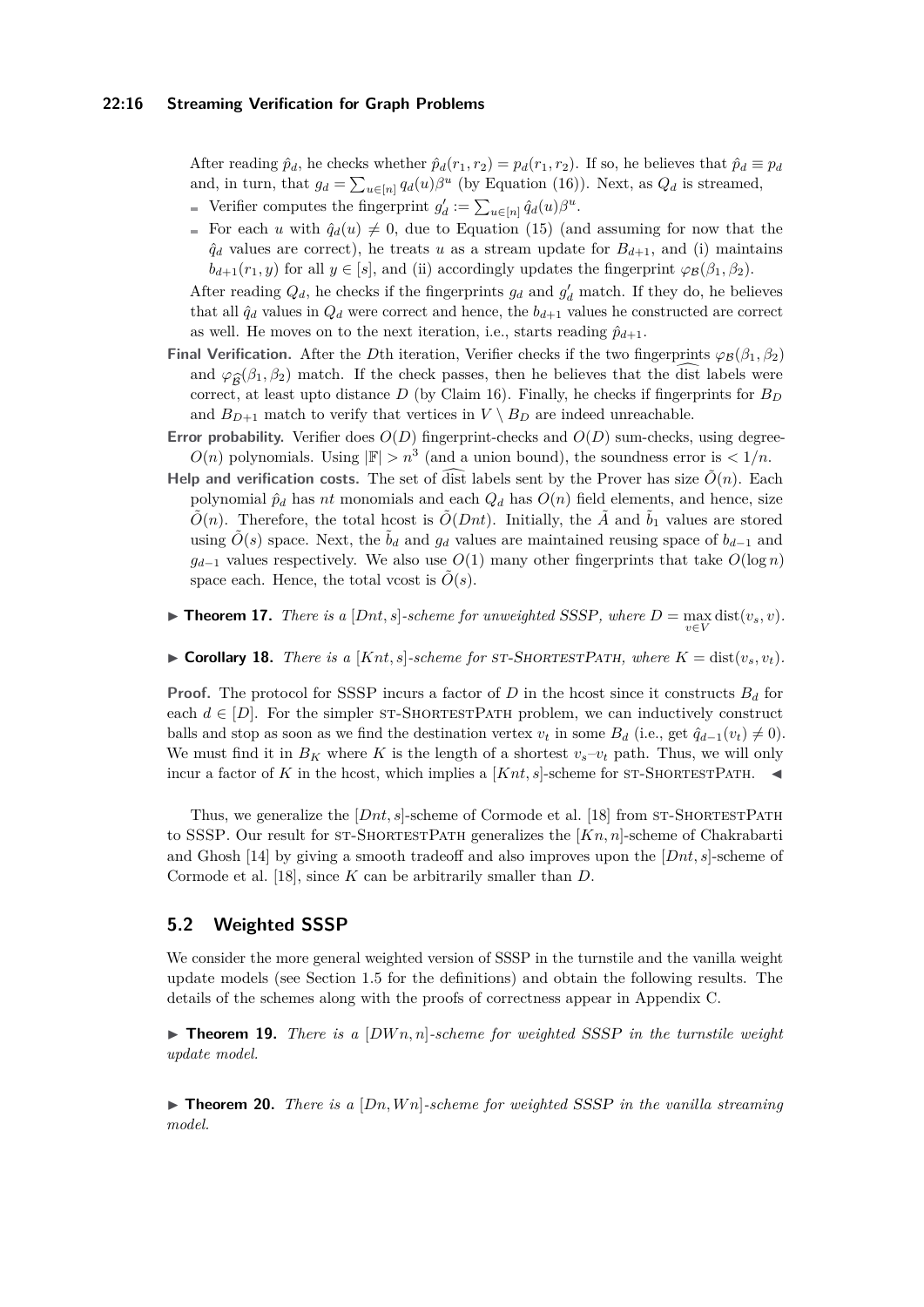After reading $\hat{p}_d$, he checks whether $\hat{p}_d(r_1, r_2) = p_d(r_1, r_2)$. If so, he believes that $\hat{p}_d \equiv p_d$ and, in turn, that $g_d = \sum_{u \in [n]} q_d(u)\beta^u$ (by Equation (16)). Next, as $Q_d$ is streamed,

- Verifier computes the fingerprint $g'_d := \sum_{u \in [n]} \hat{q}_d(u)\beta^u$.
- For each $u$ with $\hat{q}_d(u) \neq 0$, due to Equation (15) (and assuming for now that the $\hat{q}_d$ values are correct), he treats $u$ as a stream update for $B_{d+1}$, and (i) maintains $b_{d+1}(r_1, y)$ for all $y \in [s]$, and (ii) accordingly updates the fingerprint $\varphi_{\mathcal{B}}(\beta_1, \beta_2)$.

After reading $Q_d$, he checks if the fingerprints $g_d$ and $g'_d$ match. If they do, he believes that all $\hat{q}_d$ values in $Q_d$ were correct and hence, the $b_{d+1}$ values he constructed are correct as well. He moves on to the next iteration, i.e., starts reading $\hat{p}_{d+1}$.

**Final Verification.** After the $D$th iteration, Verifier checks if the two fingerprints $\varphi_{\mathcal{B}}(\beta_1, \beta_2)$ and $\varphi_{\widehat{\mathcal{B}}}(\beta_1, \beta_2)$ match. If the check passes, then he believes that the $\widehat{\text{dist}}$ labels were correct, at least upto distance $D$ (by Claim 16). Finally, he checks if fingerprints for $B_D$ and $B_{D+1}$ match to verify that vertices in $V \setminus B_D$ are indeed unreachable.

**Error probability.** Verifier does $O(D)$ fingerprint-checks and $O(D)$ sum-checks, using degree-$O(n)$ polynomials. Using $|\mathbb{F}| > n^3$ (and a union bound), the soundness error is $< 1/n$.

**Help and verification costs.** The set of $\widehat{\text{dist}}$ labels sent by the Prover has size $\tilde{O}(n)$. Each polynomial $\hat{p}_d$ has $nt$ monomials and each $Q_d$ has $O(n)$ field elements, and hence, size $\tilde{O}(n)$. Therefore, the total hcost is $\tilde{O}(Dnt)$. Initially, the $\tilde{A}$ and $\tilde{b}_1$ values are stored using $\tilde{O}(s)$ space. Next, the $\tilde{b}_d$ and $g_d$ values are maintained reusing space of $b_{d-1}$ and $g_{d-1}$ values respectively. We also use $O(1)$ many other fingerprints that take $O(\log n)$ space each. Hence, the total vcost is $\tilde{O}(s)$.

▶ **Theorem 17.** *There is a $[Dnt, s]$-scheme for unweighted SSSP, where $D = \max_{v \in V} \text{dist}(v_s, v)$.*

▶ **Corollary 18.** *There is a $[Knt, s]$-scheme for* ST-SHORTESTPATH*, where $K = \text{dist}(v_s, v_t)$.*

**Proof.** The protocol for SSSP incurs a factor of $D$ in the hcost since it constructs $B_d$ for each $d \in [D]$. For the simpler ST-SHORTESTPATH problem, we can inductively construct balls and stop as soon as we find the destination vertex $v_t$ in some $B_d$ (i.e., get $\hat{q}_{d-1}(v_t) \neq 0$). We must find it in $B_K$ where $K$ is the length of a shortest $v_s$–$v_t$ path. Thus, we will only incur a factor of $K$ in the hcost, which implies a $[Knt, s]$-scheme for ST-SHORTESTPATH. ◀

Thus, we generalize the $[Dnt, s]$-scheme of Cormode et al. [18] from ST-SHORTESTPATH to SSSP. Our result for ST-SHORTESTPATH generalizes the $[Kn, n]$-scheme of Chakrabarti and Ghosh [14] by giving a smooth tradeoff and also improves upon the $[Dnt, s]$-scheme of Cormode et al. [18], since $K$ can be arbitrarily smaller than $D$.

## 5.2 Weighted SSSP

We consider the more general weighted version of SSSP in the turnstile and the vanilla weight update models (see Section 1.5 for the definitions) and obtain the following results. The details of the schemes along with the proofs of correctness appear in Appendix C.

▶ **Theorem 19.** *There is a $[DWn, n]$-scheme for weighted SSSP in the turnstile weight update model.*

▶ **Theorem 20.** *There is a $[Dn, Wn]$-scheme for weighted SSSP in the vanilla streaming model.*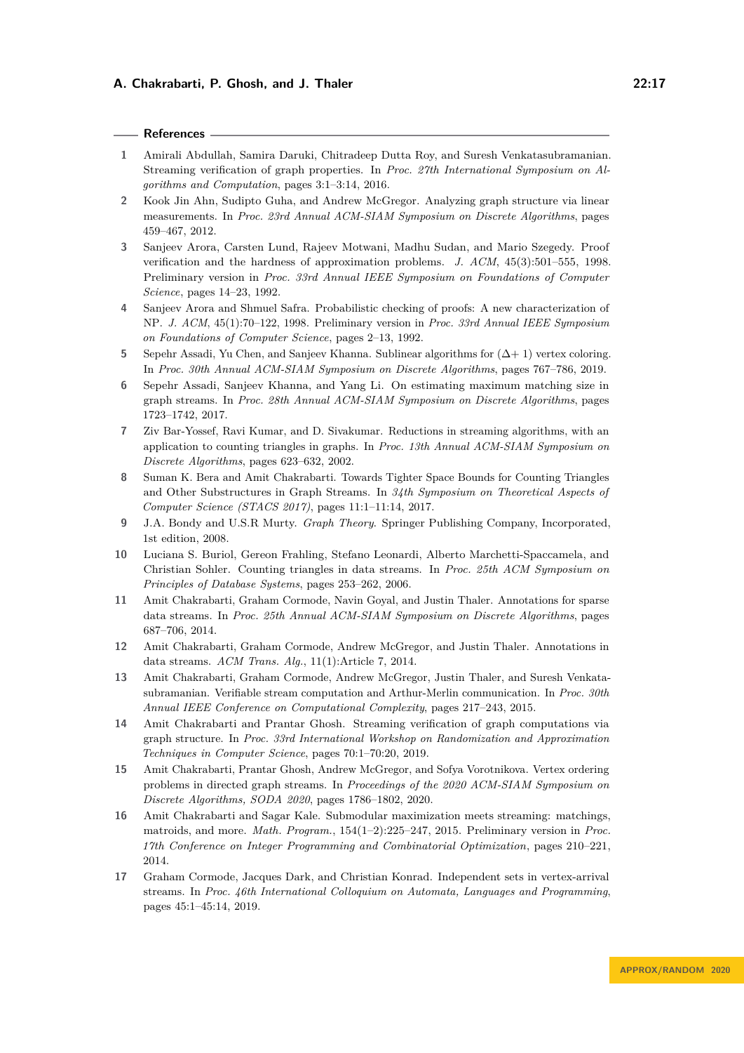## References

1. Amirali Abdullah, Samira Daruki, Chitradeep Dutta Roy, and Suresh Venkatasubramanian. Streaming verification of graph properties. In *Proc. 27th International Symposium on Algorithms and Computation*, pages 3:1–3:14, 2016.
2. Kook Jin Ahn, Sudipto Guha, and Andrew McGregor. Analyzing graph structure via linear measurements. In *Proc. 23rd Annual ACM-SIAM Symposium on Discrete Algorithms*, pages 459–467, 2012.
3. Sanjeev Arora, Carsten Lund, Rajeev Motwani, Madhu Sudan, and Mario Szegedy. Proof verification and the hardness of approximation problems. *J. ACM*, 45(3):501–555, 1998. Preliminary version in *Proc. 33rd Annual IEEE Symposium on Foundations of Computer Science*, pages 14–23, 1992.
4. Sanjeev Arora and Shmuel Safra. Probabilistic checking of proofs: A new characterization of NP. *J. ACM*, 45(1):70–122, 1998. Preliminary version in *Proc. 33rd Annual IEEE Symposium on Foundations of Computer Science*, pages 2–13, 1992.
5. Sepehr Assadi, Yu Chen, and Sanjeev Khanna. Sublinear algorithms for $(\Delta + 1)$ vertex coloring. In *Proc. 30th Annual ACM-SIAM Symposium on Discrete Algorithms*, pages 767–786, 2019.
6. Sepehr Assadi, Sanjeev Khanna, and Yang Li. On estimating maximum matching size in graph streams. In *Proc. 28th Annual ACM-SIAM Symposium on Discrete Algorithms*, pages 1723–1742, 2017.
7. Ziv Bar-Yossef, Ravi Kumar, and D. Sivakumar. Reductions in streaming algorithms, with an application to counting triangles in graphs. In *Proc. 13th Annual ACM-SIAM Symposium on Discrete Algorithms*, pages 623–632, 2002.
8. Suman K. Bera and Amit Chakrabarti. Towards Tighter Space Bounds for Counting Triangles and Other Substructures in Graph Streams. In *34th Symposium on Theoretical Aspects of Computer Science (STACS 2017)*, pages 11:1–11:14, 2017.
9. J.A. Bondy and U.S.R Murty. *Graph Theory*. Springer Publishing Company, Incorporated, 1st edition, 2008.
10. Luciana S. Buriol, Gereon Frahling, Stefano Leonardi, Alberto Marchetti-Spaccamela, and Christian Sohler. Counting triangles in data streams. In *Proc. 25th ACM Symposium on Principles of Database Systems*, pages 253–262, 2006.
11. Amit Chakrabarti, Graham Cormode, Navin Goyal, and Justin Thaler. Annotations for sparse data streams. In *Proc. 25th Annual ACM-SIAM Symposium on Discrete Algorithms*, pages 687–706, 2014.
12. Amit Chakrabarti, Graham Cormode, Andrew McGregor, and Justin Thaler. Annotations in data streams. *ACM Trans. Alg.*, 11(1):Article 7, 2014.
13. Amit Chakrabarti, Graham Cormode, Andrew McGregor, Justin Thaler, and Suresh Venkatasubramanian. Verifiable stream computation and Arthur-Merlin communication. In *Proc. 30th Annual IEEE Conference on Computational Complexity*, pages 217–243, 2015.
14. Amit Chakrabarti and Prantar Ghosh. Streaming verification of graph computations via graph structure. In *Proc. 33rd International Workshop on Randomization and Approximation Techniques in Computer Science*, pages 70:1–70:20, 2019.
15. Amit Chakrabarti, Prantar Ghosh, Andrew McGregor, and Sofya Vorotnikova. Vertex ordering problems in directed graph streams. In *Proceedings of the 2020 ACM-SIAM Symposium on Discrete Algorithms, SODA 2020*, pages 1786–1802, 2020.
16. Amit Chakrabarti and Sagar Kale. Submodular maximization meets streaming: matchings, matroids, and more. *Math. Program.*, 154(1–2):225–247, 2015. Preliminary version in *Proc. 17th Conference on Integer Programming and Combinatorial Optimization*, pages 210–221, 2014.
17. Graham Cormode, Jacques Dark, and Christian Konrad. Independent sets in vertex-arrival streams. In *Proc. 46th International Colloquium on Automata, Languages and Programming*, pages 45:1–45:14, 2019.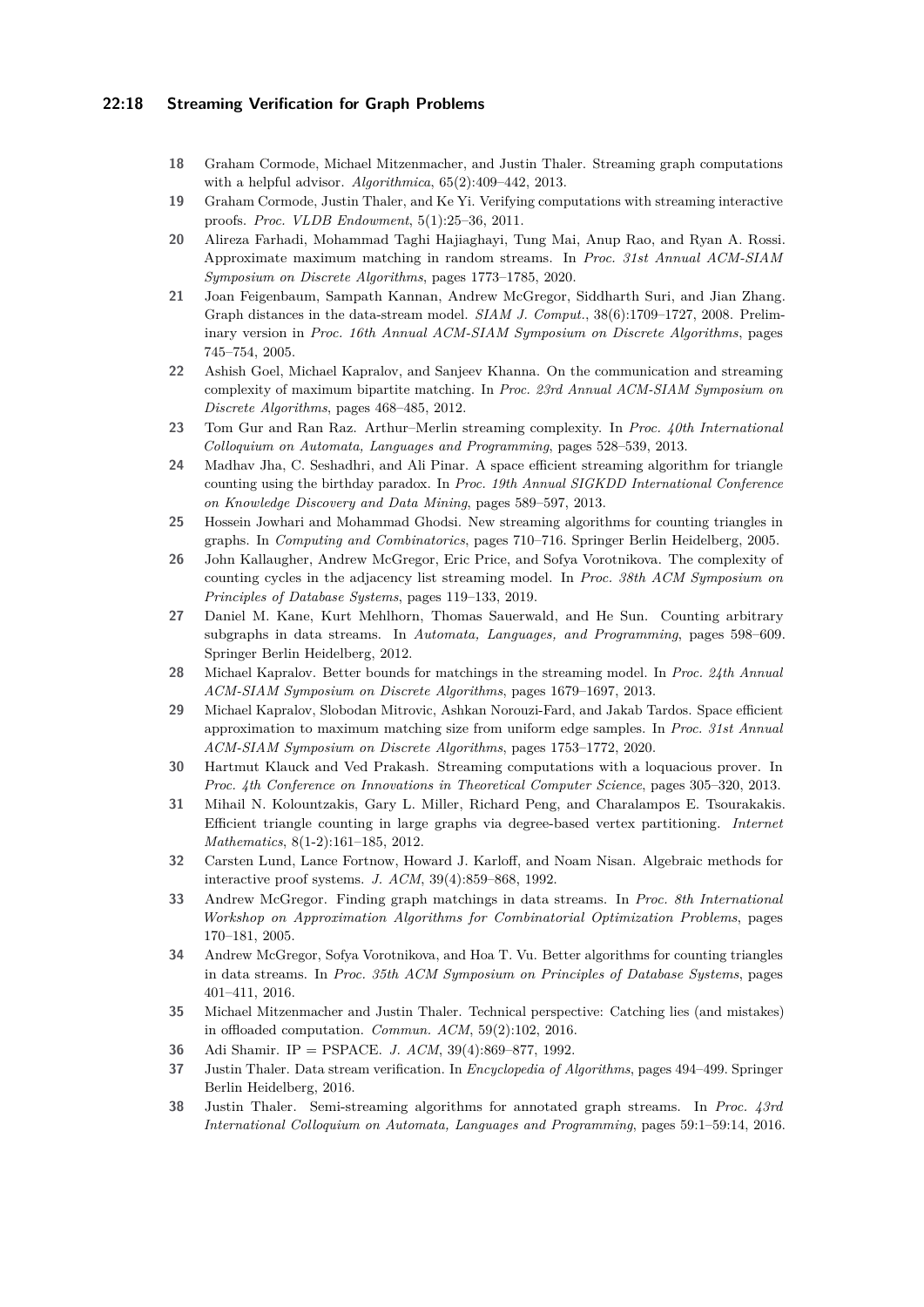18 Graham Cormode, Michael Mitzenmacher, and Justin Thaler. Streaming graph computations with a helpful advisor. *Algorithmica*, 65(2):409–442, 2013.

19 Graham Cormode, Justin Thaler, and Ke Yi. Verifying computations with streaming interactive proofs. *Proc. VLDB Endowment*, 5(1):25–36, 2011.

20 Alireza Farhadi, Mohammad Taghi Hajiaghayi, Tung Mai, Anup Rao, and Ryan A. Rossi. Approximate maximum matching in random streams. In *Proc. 31st Annual ACM-SIAM Symposium on Discrete Algorithms*, pages 1773–1785, 2020.

21 Joan Feigenbaum, Sampath Kannan, Andrew McGregor, Siddharth Suri, and Jian Zhang. Graph distances in the data-stream model. *SIAM J. Comput.*, 38(6):1709–1727, 2008. Preliminary version in *Proc. 16th Annual ACM-SIAM Symposium on Discrete Algorithms*, pages 745–754, 2005.

22 Ashish Goel, Michael Kapralov, and Sanjeev Khanna. On the communication and streaming complexity of maximum bipartite matching. In *Proc. 23rd Annual ACM-SIAM Symposium on Discrete Algorithms*, pages 468–485, 2012.

23 Tom Gur and Ran Raz. Arthur–Merlin streaming complexity. In *Proc. 40th International Colloquium on Automata, Languages and Programming*, pages 528–539, 2013.

24 Madhav Jha, C. Seshadhri, and Ali Pinar. A space efficient streaming algorithm for triangle counting using the birthday paradox. In *Proc. 19th Annual SIGKDD International Conference on Knowledge Discovery and Data Mining*, pages 589–597, 2013.

25 Hossein Jowhari and Mohammad Ghodsi. New streaming algorithms for counting triangles in graphs. In *Computing and Combinatorics*, pages 710–716. Springer Berlin Heidelberg, 2005.

26 John Kallaugher, Andrew McGregor, Eric Price, and Sofya Vorotnikova. The complexity of counting cycles in the adjacency list streaming model. In *Proc. 38th ACM Symposium on Principles of Database Systems*, pages 119–133, 2019.

27 Daniel M. Kane, Kurt Mehlhorn, Thomas Sauerwald, and He Sun. Counting arbitrary subgraphs in data streams. In *Automata, Languages, and Programming*, pages 598–609. Springer Berlin Heidelberg, 2012.

28 Michael Kapralov. Better bounds for matchings in the streaming model. In *Proc. 24th Annual ACM-SIAM Symposium on Discrete Algorithms*, pages 1679–1697, 2013.

29 Michael Kapralov, Slobodan Mitrovic, Ashkan Norouzi-Fard, and Jakab Tardos. Space efficient approximation to maximum matching size from uniform edge samples. In *Proc. 31st Annual ACM-SIAM Symposium on Discrete Algorithms*, pages 1753–1772, 2020.

30 Hartmut Klauck and Ved Prakash. Streaming computations with a loquacious prover. In *Proc. 4th Conference on Innovations in Theoretical Computer Science*, pages 305–320, 2013.

31 Mihail N. Kolountzakis, Gary L. Miller, Richard Peng, and Charalampos E. Tsourakakis. Efficient triangle counting in large graphs via degree-based vertex partitioning. *Internet Mathematics*, 8(1-2):161–185, 2012.

32 Carsten Lund, Lance Fortnow, Howard J. Karloff, and Noam Nisan. Algebraic methods for interactive proof systems. *J. ACM*, 39(4):859–868, 1992.

33 Andrew McGregor. Finding graph matchings in data streams. In *Proc. 8th International Workshop on Approximation Algorithms for Combinatorial Optimization Problems*, pages 170–181, 2005.

34 Andrew McGregor, Sofya Vorotnikova, and Hoa T. Vu. Better algorithms for counting triangles in data streams. In *Proc. 35th ACM Symposium on Principles of Database Systems*, pages 401–411, 2016.

35 Michael Mitzenmacher and Justin Thaler. Technical perspective: Catching lies (and mistakes) in offloaded computation. *Commun. ACM*, 59(2):102, 2016.

36 Adi Shamir. IP = PSPACE. *J. ACM*, 39(4):869–877, 1992.

37 Justin Thaler. Data stream verification. In *Encyclopedia of Algorithms*, pages 494–499. Springer Berlin Heidelberg, 2016.

38 Justin Thaler. Semi-streaming algorithms for annotated graph streams. In *Proc. 43rd International Colloquium on Automata, Languages and Programming*, pages 59:1–59:14, 2016.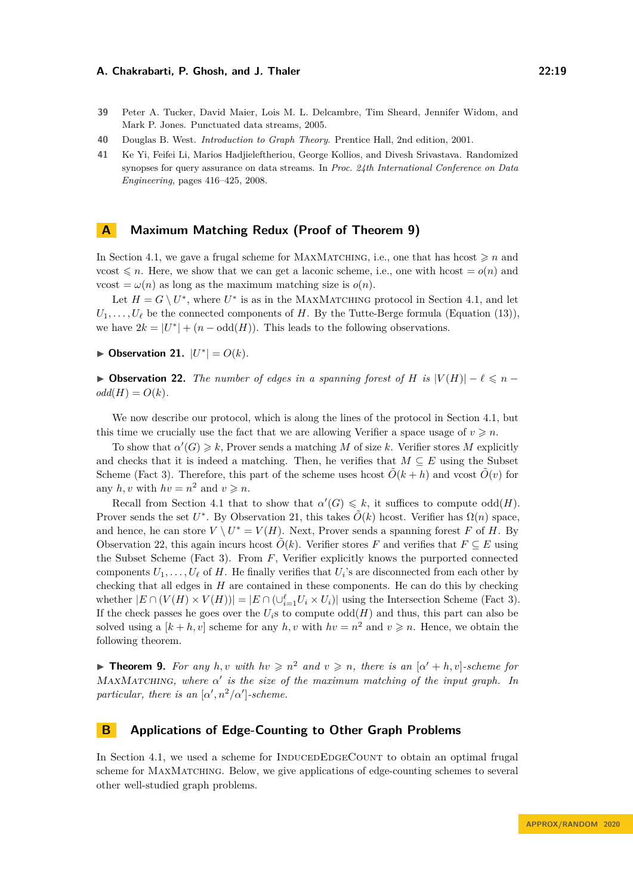39 Peter A. Tucker, David Maier, Lois M. L. Delcambre, Tim Sheard, Jennifer Widom, and Mark P. Jones. Punctuated data streams, 2005.

40 Douglas B. West. *Introduction to Graph Theory*. Prentice Hall, 2nd edition, 2001.

41 Ke Yi, Feifei Li, Marios Hadjieleftheriou, George Kollios, and Divesh Srivastava. Randomized synopses for query assurance on data streams. In *Proc. 24th International Conference on Data Engineering*, pages 416–425, 2008.

## A Maximum Matching Redux (Proof of Theorem 9)

In Section 4.1, we gave a frugal scheme for MaxMatching, i.e., one that has hcost $\geqslant n$ and vcost $\leqslant n$. Here, we show that we can get a laconic scheme, i.e., one with hcost $= o(n)$ and vcost $= \omega(n)$ as long as the maximum matching size is $o(n)$.

Let $H = G \setminus U^*$, where $U^*$ is as in the MaxMatching protocol in Section 4.1, and let $U_1, \ldots, U_\ell$ be the connected components of $H$. By the Tutte-Berge formula (Equation (13)), we have $2k = |U^*| + (n - \text{odd}(H))$. This leads to the following observations.

▶ **Observation 21.** $|U^*| = O(k)$.

▶ **Observation 22.** *The number of edges in a spanning forest of $H$ is $|V(H)| - \ell \leqslant n - odd(H) = O(k)$.*

We now describe our protocol, which is along the lines of the protocol in Section 4.1, but this time we crucially use the fact that we are allowing Verifier a space usage of $v \geqslant n$.

To show that $\alpha'(G) \geqslant k$, Prover sends a matching $M$ of size $k$. Verifier stores $M$ explicitly and checks that it is indeed a matching. Then, he verifies that $M \subseteq E$ using the Subset Scheme (Fact 3). Therefore, this part of the scheme uses hcost $\tilde{O}(k + h)$ and vcost $\tilde{O}(v)$ for any $h, v$ with $hv = n^2$ and $v \geqslant n$.

Recall from Section 4.1 that to show that $\alpha'(G) \leqslant k$, it suffices to compute odd$(H)$. Prover sends the set $U^*$. By Observation 21, this takes $\tilde{O}(k)$ hcost. Verifier has $\Omega(n)$ space, and hence, he can store $V \setminus U^* = V(H)$. Next, Prover sends a spanning forest $F$ of $H$. By Observation 22, this again incurs hcost $\tilde{O}(k)$. Verifier stores $F$ and verifies that $F \subseteq E$ using the Subset Scheme (Fact 3). From $F$, Verifier explicitly knows the purported connected components $U_1, \ldots, U_\ell$ of $H$. He finally verifies that $U_i$'s are disconnected from each other by checking that all edges in $H$ are contained in these components. He can do this by checking whether $|E \cap (V(H) \times V(H))| = |E \cap (\cup_{i=1}^{\ell} U_i \times U_i)|$ using the Intersection Scheme (Fact 3). If the check passes he goes over the $U_i$s to compute odd$(H)$ and thus, this part can also be solved using a $[k + h, v]$ scheme for any $h, v$ with $hv = n^2$ and $v \geqslant n$. Hence, we obtain the following theorem.

▶ **Theorem 9.** *For any $h, v$ with $hv \geqslant n^2$ and $v \geqslant n$, there is an $[\alpha' + h, v]$-scheme for MaxMatching, where $\alpha'$ is the size of the maximum matching of the input graph. In particular, there is an $[\alpha', n^2/\alpha']$-scheme.*

## B Applications of Edge-Counting to Other Graph Problems

In Section 4.1, we used a scheme for InducedEdgeCount to obtain an optimal frugal scheme for MaxMatching. Below, we give applications of edge-counting schemes to several other well-studied graph problems.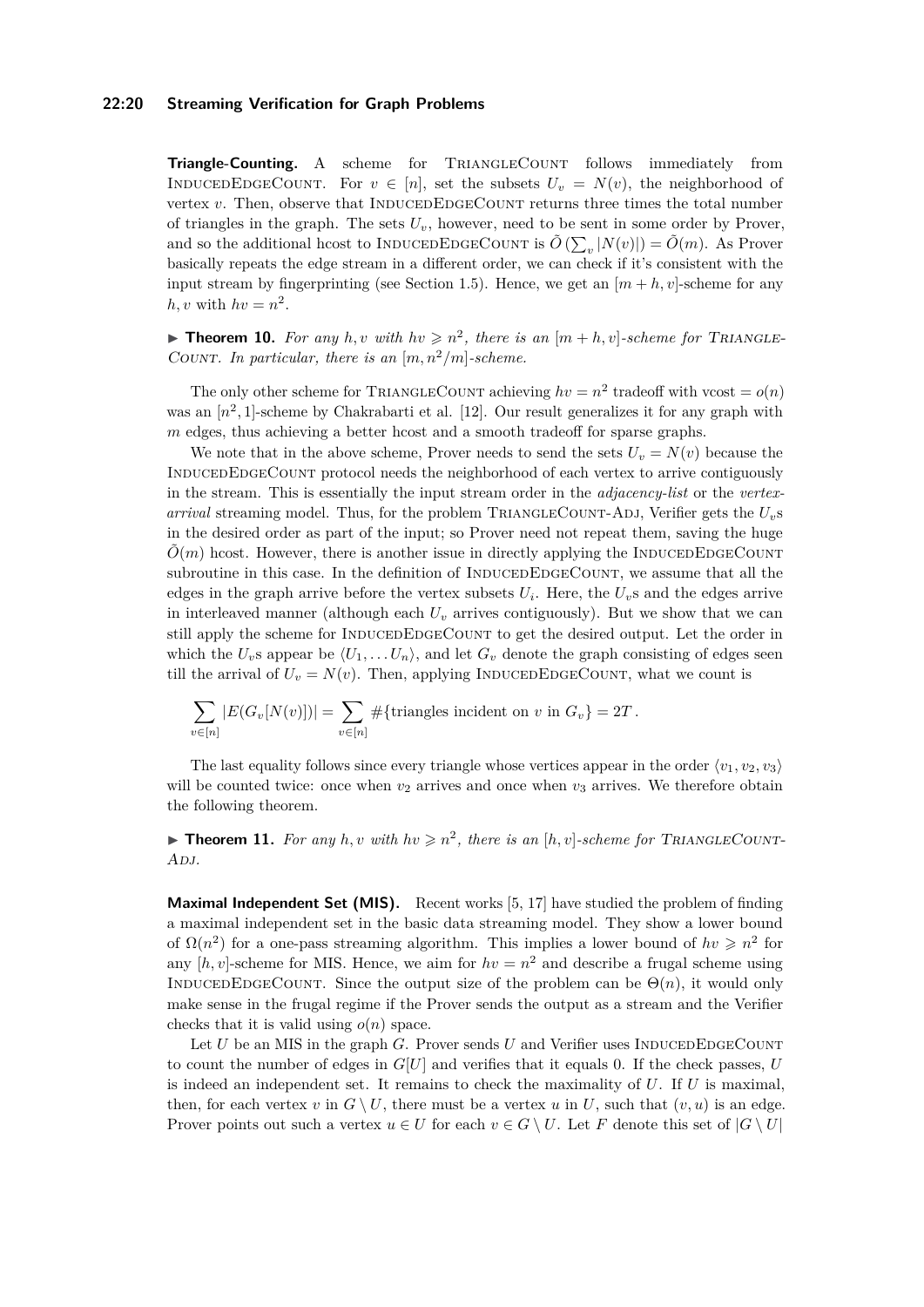**Triangle-Counting.** A scheme for TriangleCount follows immediately from InducedEdgeCount. For $v \in [n]$, set the subsets $U_v = N(v)$, the neighborhood of vertex $v$. Then, observe that InducedEdgeCount returns three times the total number of triangles in the graph. The sets $U_v$, however, need to be sent in some order by Prover, and so the additional hcost to InducedEdgeCount is $\tilde{O}\left(\sum_v |N(v)|\right) = \tilde{O}(m)$. As Prover basically repeats the edge stream in a different order, we can check if it's consistent with the input stream by fingerprinting (see Section 1.5). Hence, we get an $[m + h, v]$-scheme for any $h, v$ with $hv = n^2$.

▶ **Theorem 10.** *For any $h, v$ with $hv \geqslant n^2$, there is an $[m + h, v]$-scheme for TriangleCount. In particular, there is an $[m, n^2/m]$-scheme.*

The only other scheme for TriangleCount achieving $hv = n^2$ tradeoff with vcost $= o(n)$ was an $[n^2, 1]$-scheme by Chakrabarti et al. [12]. Our result generalizes it for any graph with $m$ edges, thus achieving a better hcost and a smooth tradeoff for sparse graphs.

We note that in the above scheme, Prover needs to send the sets $U_v = N(v)$ because the InducedEdgeCount protocol needs the neighborhood of each vertex to arrive contiguously in the stream. This is essentially the input stream order in the *adjacency-list* or the *vertex-arrival* streaming model. Thus, for the problem TriangleCount-Adj, Verifier gets the $U_v$s in the desired order as part of the input; so Prover need not repeat them, saving the huge $\tilde{O}(m)$ hcost. However, there is another issue in directly applying the InducedEdgeCount subroutine in this case. In the definition of InducedEdgeCount, we assume that all the edges in the graph arrive before the vertex subsets $U_i$. Here, the $U_v$s and the edges arrive in interleaved manner (although each $U_v$ arrives contiguously). But we show that we can still apply the scheme for InducedEdgeCount to get the desired output. Let the order in which the $U_v$s appear be $\langle U_1, \ldots U_n \rangle$, and let $G_v$ denote the graph consisting of edges seen till the arrival of $U_v = N(v)$. Then, applying InducedEdgeCount, what we count is

$$\sum_{v \in [n]} |E(G_v[N(v)])| = \sum_{v \in [n]} \#\{\text{triangles incident on } v \text{ in } G_v\} = 2T\,.$$

The last equality follows since every triangle whose vertices appear in the order $\langle v_1, v_2, v_3 \rangle$ will be counted twice: once when $v_2$ arrives and once when $v_3$ arrives. We therefore obtain the following theorem.

▶ **Theorem 11.** *For any $h, v$ with $hv \geqslant n^2$, there is an $[h, v]$-scheme for TriangleCount-Adj.*

**Maximal Independent Set (MIS).** Recent works [5, 17] have studied the problem of finding a maximal independent set in the basic data streaming model. They show a lower bound of $\Omega(n^2)$ for a one-pass streaming algorithm. This implies a lower bound of $hv \geqslant n^2$ for any $[h, v]$-scheme for MIS. Hence, we aim for $hv = n^2$ and describe a frugal scheme using InducedEdgeCount. Since the output size of the problem can be $\Theta(n)$, it would only make sense in the frugal regime if the Prover sends the output as a stream and the Verifier checks that it is valid using $o(n)$ space.

Let $U$ be an MIS in the graph $G$. Prover sends $U$ and Verifier uses InducedEdgeCount to count the number of edges in $G[U]$ and verifies that it equals 0. If the check passes, $U$ is indeed an independent set. It remains to check the maximality of $U$. If $U$ is maximal, then, for each vertex $v$ in $G \setminus U$, there must be a vertex $u$ in $U$, such that $(v, u)$ is an edge. Prover points out such a vertex $u \in U$ for each $v \in G \setminus U$. Let $F$ denote this set of $|G \setminus U|$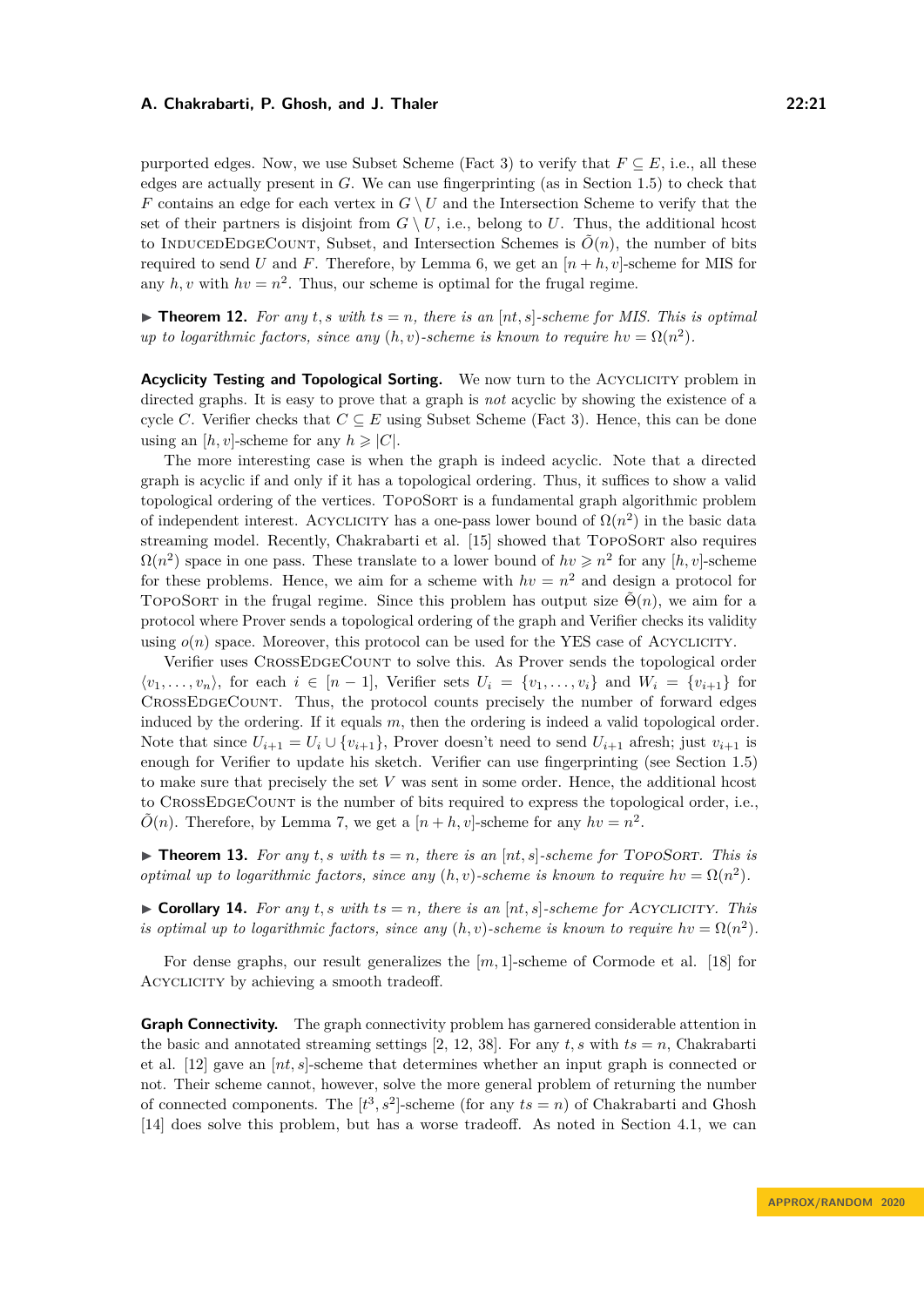purported edges. Now, we use Subset Scheme (Fact 3) to verify that $F \subseteq E$, i.e., all these edges are actually present in $G$. We can use fingerprinting (as in Section 1.5) to check that $F$ contains an edge for each vertex in $G \setminus U$ and the Intersection Scheme to verify that the set of their partners is disjoint from $G \setminus U$, i.e., belong to $U$. Thus, the additional hcost to InducedEdgeCount, Subset, and Intersection Schemes is $\tilde{O}(n)$, the number of bits required to send $U$ and $F$. Therefore, by Lemma 6, we get an $[n + h, v]$-scheme for MIS for any $h, v$ with $hv = n^2$. Thus, our scheme is optimal for the frugal regime.

▶ **Theorem 12.** *For any $t, s$ with $ts = n$, there is an $[nt, s]$-scheme for MIS. This is optimal up to logarithmic factors, since any $(h, v)$-scheme is known to require $hv = \Omega(n^2)$.*

**Acyclicity Testing and Topological Sorting.** We now turn to the Acyclicity problem in directed graphs. It is easy to prove that a graph is *not* acyclic by showing the existence of a cycle $C$. Verifier checks that $C \subseteq E$ using Subset Scheme (Fact 3). Hence, this can be done using an $[h, v]$-scheme for any $h \geqslant |C|$.

The more interesting case is when the graph is indeed acyclic. Note that a directed graph is acyclic if and only if it has a topological ordering. Thus, it suffices to show a valid topological ordering of the vertices. TopoSort is a fundamental graph algorithmic problem of independent interest. Acyclicity has a one-pass lower bound of $\Omega(n^2)$ in the basic data streaming model. Recently, Chakrabarti et al. [15] showed that TopoSort also requires $\Omega(n^2)$ space in one pass. These translate to a lower bound of $hv \geqslant n^2$ for any $[h, v]$-scheme for these problems. Hence, we aim for a scheme with $hv = n^2$ and design a protocol for TopoSort in the frugal regime. Since this problem has output size $\tilde{\Theta}(n)$, we aim for a protocol where Prover sends a topological ordering of the graph and Verifier checks its validity using $o(n)$ space. Moreover, this protocol can be used for the YES case of Acyclicity.

Verifier uses CrossEdgeCount to solve this. As Prover sends the topological order $\langle v_1, \ldots, v_n \rangle$, for each $i \in [n-1]$, Verifier sets $U_i = \{v_1, \ldots, v_i\}$ and $W_i = \{v_{i+1}\}$ for CrossEdgeCount. Thus, the protocol counts precisely the number of forward edges induced by the ordering. If it equals $m$, then the ordering is indeed a valid topological order. Note that since $U_{i+1} = U_i \cup \{v_{i+1}\}$, Prover doesn't need to send $U_{i+1}$ afresh; just $v_{i+1}$ is enough for Verifier to update his sketch. Verifier can use fingerprinting (see Section 1.5) to make sure that precisely the set $V$ was sent in some order. Hence, the additional hcost to CrossEdgeCount is the number of bits required to express the topological order, i.e., $\tilde{O}(n)$. Therefore, by Lemma 7, we get a $[n + h, v]$-scheme for any $hv = n^2$.

▶ **Theorem 13.** *For any $t, s$ with $ts = n$, there is an $[nt, s]$-scheme for TopoSort. This is optimal up to logarithmic factors, since any $(h, v)$-scheme is known to require $hv = \Omega(n^2)$.*

▶ **Corollary 14.** *For any $t, s$ with $ts = n$, there is an $[nt, s]$-scheme for Acyclicity. This is optimal up to logarithmic factors, since any $(h, v)$-scheme is known to require $hv = \Omega(n^2)$.*

For dense graphs, our result generalizes the $[m, 1]$-scheme of Cormode et al. [18] for Acyclicity by achieving a smooth tradeoff.

**Graph Connectivity.** The graph connectivity problem has garnered considerable attention in the basic and annotated streaming settings [2, 12, 38]. For any $t, s$ with $ts = n$, Chakrabarti et al. [12] gave an $[nt, s]$-scheme that determines whether an input graph is connected or not. Their scheme cannot, however, solve the more general problem of returning the number of connected components. The $[t^3, s^2]$-scheme (for any $ts = n$) of Chakrabarti and Ghosh [14] does solve this problem, but has a worse tradeoff. As noted in Section 4.1, we can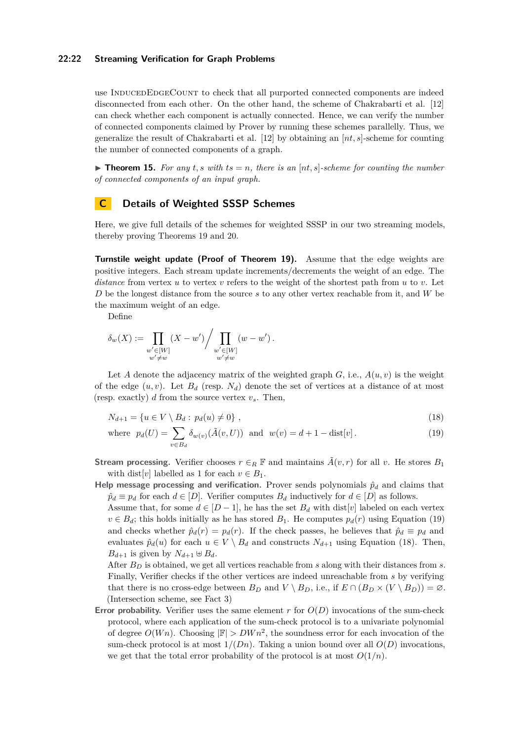use InducedEdgeCount to check that all purported connected components are indeed disconnected from each other. On the other hand, the scheme of Chakrabarti et al. [12] can check whether each component is actually connected. Hence, we can verify the number of connected components claimed by Prover by running these schemes parallelly. Thus, we generalize the result of Chakrabarti et al. [12] by obtaining an $[nt, s]$-scheme for counting the number of connected components of a graph.

▶ **Theorem 15.** *For any $t, s$ with $ts = n$, there is an $[nt, s]$-scheme for counting the number of connected components of an input graph.*

## C Details of Weighted SSSP Schemes

Here, we give full details of the schemes for weighted SSSP in our two streaming models, thereby proving Theorems 19 and 20.

**Turnstile weight update (Proof of Theorem 19).** Assume that the edge weights are positive integers. Each stream update increments/decrements the weight of an edge. The *distance* from vertex $u$ to vertex $v$ refers to the weight of the shortest path from $u$ to $v$. Let $D$ be the longest distance from the source $s$ to any other vertex reachable from it, and $W$ be the maximum weight of an edge.

Define

$$\delta_w(X) := \prod_{\substack{w' \in [W] \\ w' \neq w}} (X - w') \Big/ \prod_{\substack{w' \in [W] \\ w' \neq w}} (w - w') .$$

Let $A$ denote the adjacency matrix of the weighted graph $G$, i.e., $A(u, v)$ is the weight of the edge $(u, v)$. Let $B_d$ (resp. $N_d$) denote the set of vertices at a distance of at most (resp. exactly) $d$ from the source vertex $v_s$. Then,

$$N_{d+1} = \{u \in V \setminus B_d : \, p_d(u) \neq 0\} \, , \tag{18}$$

$$\text{where } \; p_d(U) = \sum_{v \in B_d} \delta_{w(v)}(\tilde{A}(v, U)) \; \text{ and } \; w(v) = d + 1 - \text{dist}[v] \, . \tag{19}$$

**Stream processing.** Verifier chooses $r \in_R \mathbb{F}$ and maintains $\tilde{A}(v, r)$ for all $v$. He stores $B_1$ with $\text{dist}[v]$ labelled as 1 for each $v \in B_1$.

**Help message processing and verification.** Prover sends polynomials $\hat{p}_d$ and claims that $\hat{p}_d \equiv p_d$ for each $d \in [D]$. Verifier computes $B_d$ inductively for $d \in [D]$ as follows.

Assume that, for some $d \in [D-1]$, he has the set $B_d$ with $\text{dist}[v]$ labeled on each vertex $v \in B_d$; this holds initially as he has stored $B_1$. He computes $p_d(r)$ using Equation (19) and checks whether $\hat{p}_d(r) = p_d(r)$. If the check passes, he believes that $\hat{p}_d \equiv p_d$ and evaluates $\hat{p}_d(u)$ for each $u \in V \setminus B_d$ and constructs $N_{d+1}$ using Equation (18). Then, $B_{d+1}$ is given by $N_{d+1} \uplus B_d$.

After $B_D$ is obtained, we get all vertices reachable from $s$ along with their distances from $s$. Finally, Verifier checks if the other vertices are indeed unreachable from $s$ by verifying that there is no cross-edge between $B_D$ and $V \setminus B_D$, i.e., if $E \cap (B_D \times (V \setminus B_D)) = \varnothing$. (Intersection scheme, see Fact 3)

**Error probability.** Verifier uses the same element $r$ for $O(D)$ invocations of the sum-check protocol, where each application of the sum-check protocol is to a univariate polynomial of degree $O(Wn)$. Choosing $|\mathbb{F}| > DWn^2$, the soundness error for each invocation of the sum-check protocol is at most $1/(Dn)$. Taking a union bound over all $O(D)$ invocations, we get that the total error probability of the protocol is at most $O(1/n)$.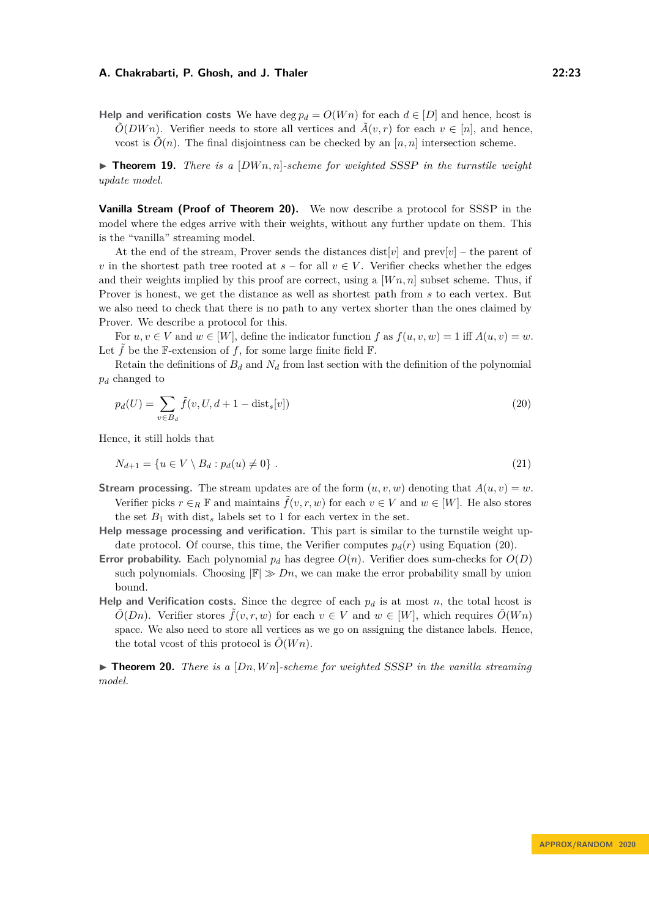**Help and verification costs** We have $\deg p_d = O(Wn)$ for each $d \in [D]$ and hence, hcost is $\tilde{O}(DWn)$. Verifier needs to store all vertices and $\tilde{A}(v,r)$ for each $v \in [n]$, and hence, vcost is $\tilde{O}(n)$. The final disjointness can be checked by an $[n,n]$ intersection scheme.

▶ **Theorem 19.** *There is a $[DWn, n]$-scheme for weighted SSSP in the turnstile weight update model.*

**Vanilla Stream (Proof of Theorem 20).** We now describe a protocol for SSSP in the model where the edges arrive with their weights, without any further update on them. This is the "vanilla" streaming model.

At the end of the stream, Prover sends the distances $\text{dist}[v]$ and $\text{prev}[v]$ – the parent of $v$ in the shortest path tree rooted at $s$ – for all $v \in V$. Verifier checks whether the edges and their weights implied by this proof are correct, using a $[Wn, n]$ subset scheme. Thus, if Prover is honest, we get the distance as well as shortest path from $s$ to each vertex. But we also need to check that there is no path to any vertex shorter than the ones claimed by Prover. We describe a protocol for this.

For $u, v \in V$ and $w \in [W]$, define the indicator function $f$ as $f(u,v,w) = 1$ iff $A(u,v) = w$. Let $\tilde{f}$ be the $\mathbb{F}$-extension of $f$, for some large finite field $\mathbb{F}$.

Retain the definitions of $B_d$ and $N_d$ from last section with the definition of the polynomial $p_d$ changed to

$$p_d(U) = \sum_{v \in B_d} \tilde{f}(v, U, d+1-\text{dist}_s[v]) \tag{20}$$

Hence, it still holds that

$$N_{d+1} = \{u \in V \setminus B_d : p_d(u) \neq 0\} \,. \tag{21}$$

**Stream processing.** The stream updates are of the form $(u,v,w)$ denoting that $A(u,v) = w$. Verifier picks $r \in_R \mathbb{F}$ and maintains $\tilde{f}(v,r,w)$ for each $v \in V$ and $w \in [W]$. He also stores the set $B_1$ with $\text{dist}_s$ labels set to 1 for each vertex in the set.

**Help message processing and verification.** This part is similar to the turnstile weight update protocol. Of course, this time, the Verifier computes $p_d(r)$ using Equation (20).

**Error probability.** Each polynomial $p_d$ has degree $O(n)$. Verifier does sum-checks for $O(D)$ such polynomials. Choosing $|\mathbb{F}| \gg Dn$, we can make the error probability small by union bound.

**Help and Verification costs.** Since the degree of each $p_d$ is at most $n$, the total hcost is $\tilde{O}(Dn)$. Verifier stores $\tilde{f}(v,r,w)$ for each $v \in V$ and $w \in [W]$, which requires $\tilde{O}(Wn)$ space. We also need to store all vertices as we go on assigning the distance labels. Hence, the total vcost of this protocol is $\tilde{O}(Wn)$.

▶ **Theorem 20.** *There is a $[Dn, Wn]$-scheme for weighted SSSP in the vanilla streaming model.*